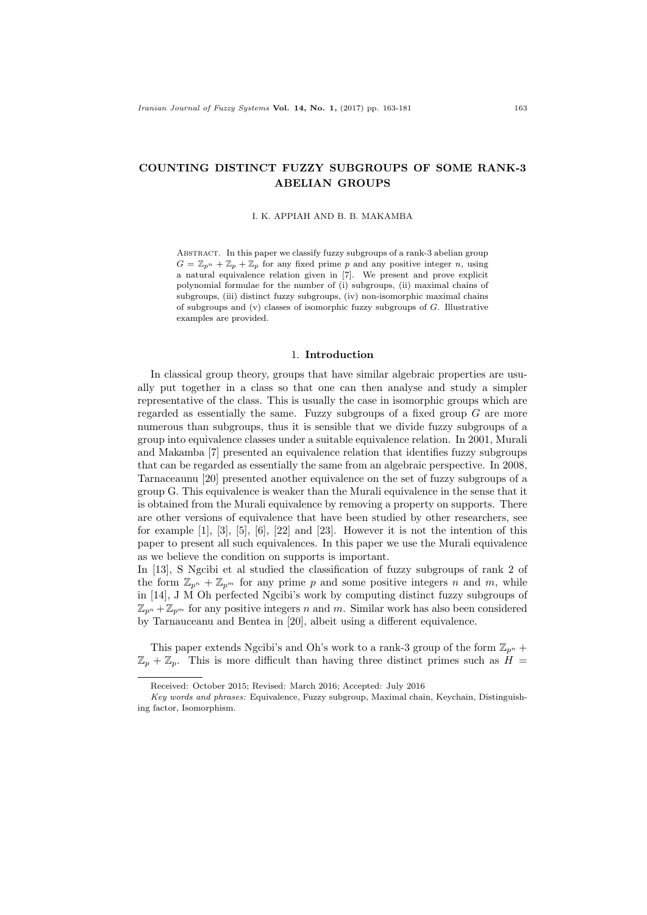# COUNTING DISTINCT FUZZY SUBGROUPS OF SOME RANK-3 ABELIAN GROUPS

I. K. APPIAH AND B. B. MAKAMBA

Abstract. In this paper we classify fuzzy subgroups of a rank-3 abelian group $G = \mathbb{Z}_{p^n} + \mathbb{Z}_p + \mathbb{Z}_p$ for any fixed prime $p$ and any positive integer $n$, using a natural equivalence relation given in [7]. We present and prove explicit polynomial formulae for the number of (i) subgroups, (ii) maximal chains of subgroups, (iii) distinct fuzzy subgroups, (iv) non-isomorphic maximal chains of subgroups and (v) classes of isomorphic fuzzy subgroups of $G$. Illustrative examples are provided.

## 1. Introduction

In classical group theory, groups that have similar algebraic properties are usually put together in a class so that one can then analyse and study a simpler representative of the class. This is usually the case in isomorphic groups which are regarded as essentially the same. Fuzzy subgroups of a fixed group $G$ are more numerous than subgroups, thus it is sensible that we divide fuzzy subgroups of a group into equivalence classes under a suitable equivalence relation. In 2001, Murali and Makamba [7] presented an equivalence relation that identifies fuzzy subgroups that can be regarded as essentially the same from an algebraic perspective. In 2008, Tarnaceaunu [20] presented another equivalence on the set of fuzzy subgroups of a group G. This equivalence is weaker than the Murali equivalence in the sense that it is obtained from the Murali equivalence by removing a property on supports. There are other versions of equivalence that have been studied by other researchers, see for example [1], [3], [5], [6], [22] and [23]. However it is not the intention of this paper to present all such equivalences. In this paper we use the Murali equivalence as we believe the condition on supports is important.

In [13], S Ngcibi et al studied the classification of fuzzy subgroups of rank 2 of the form $\mathbb{Z}_{p^n} + \mathbb{Z}_{p^m}$ for any prime $p$ and some positive integers $n$ and $m$, while in [14], J M Oh perfected Ngcibi's work by computing distinct fuzzy subgroups of $\mathbb{Z}_{p^n} + \mathbb{Z}_{p^m}$ for any positive integers $n$ and $m$. Similar work has also been considered by Tarnauceanu and Bentea in [20], albeit using a different equivalence.

This paper extends Ngcibi's and Oh's work to a rank-3 group of the form $\mathbb{Z}_{p^n} + \mathbb{Z}_p + \mathbb{Z}_p$. This is more difficult than having three distinct primes such as $H =$

Received: October 2015; Revised: March 2016; Accepted: July 2016

*Key words and phrases:* Equivalence, Fuzzy subgroup, Maximal chain, Keychain, Distinguishing factor, Isomorphism.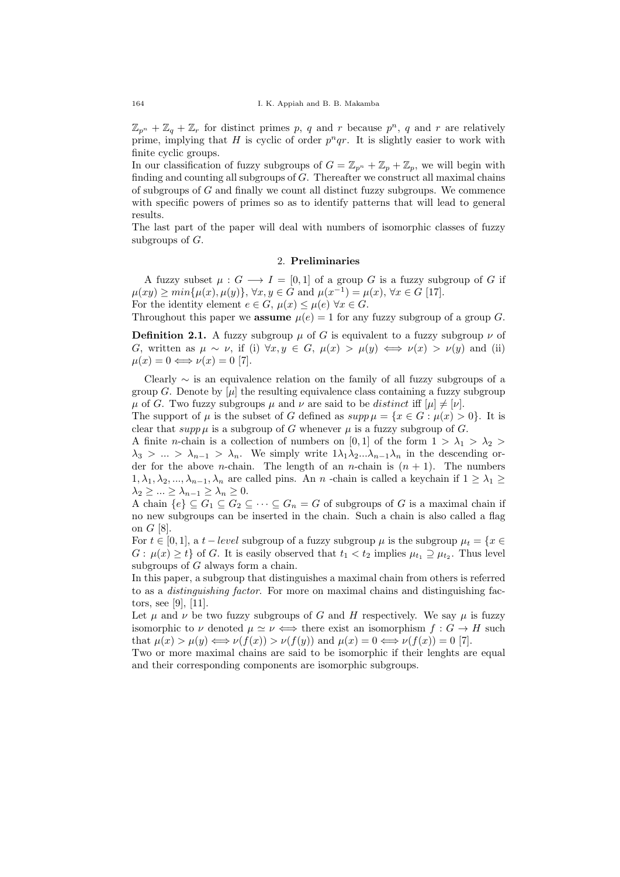$\mathbb{Z}_{p^n} + \mathbb{Z}_q + \mathbb{Z}_r$ for distinct primes $p$, $q$ and $r$ because $p^n$, $q$ and $r$ are relatively prime, implying that $H$ is cyclic of order $p^n qr$. It is slightly easier to work with finite cyclic groups.

In our classification of fuzzy subgroups of $G = \mathbb{Z}_{p^n} + \mathbb{Z}_p + \mathbb{Z}_p$, we will begin with finding and counting all subgroups of $G$. Thereafter we construct all maximal chains of subgroups of $G$ and finally we count all distinct fuzzy subgroups. We commence with specific powers of primes so as to identify patterns that will lead to general results.

The last part of the paper will deal with numbers of isomorphic classes of fuzzy subgroups of $G$.

## 2. Preliminaries

A fuzzy subset $\mu : G \longrightarrow I = [0, 1]$ of a group $G$ is a fuzzy subgroup of $G$ if $\mu(xy) \geq min\{\mu(x), \mu(y)\}$, $\forall x, y \in G$ and $\mu(x^{-1}) = \mu(x)$, $\forall x \in G$ [17].

For the identity element $e \in G$, $\mu(x) \leq \mu(e)$ $\forall x \in G$.

Throughout this paper we **assume** $\mu(e) = 1$ for any fuzzy subgroup of a group $G$.

**Definition 2.1.** A fuzzy subgroup $\mu$ of $G$ is equivalent to a fuzzy subgroup $\nu$ of $G$, written as $\mu \sim \nu$, if (i) $\forall x, y \in G$, $\mu(x) > \mu(y) \Longleftrightarrow \nu(x) > \nu(y)$ and (ii) $\mu(x) = 0 \Longleftrightarrow \nu(x) = 0$ [7].

Clearly $\sim$ is an equivalence relation on the family of all fuzzy subgroups of a group $G$. Denote by $[\mu]$ the resulting equivalence class containing a fuzzy subgroup $\mu$ of $G$. Two fuzzy subgroups $\mu$ and $\nu$ are said to be *distinct* iff $[\mu] \neq [\nu]$.

The support of $\mu$ is the subset of $G$ defined as $supp\,\mu = \{x \in G : \mu(x) > 0\}$. It is clear that $supp\,\mu$ is a subgroup of $G$ whenever $\mu$ is a fuzzy subgroup of $G$.

A finite $n$-chain is a collection of numbers on $[0, 1]$ of the form $1 > \lambda_1 > \lambda_2 > \lambda_3 > ... > \lambda_{n-1} > \lambda_n$. We simply write $1\lambda_1\lambda_2...\lambda_{n-1}\lambda_n$ in the descending order for the above $n$-chain. The length of an $n$-chain is $(n + 1)$. The numbers $1, \lambda_1, \lambda_2, ..., \lambda_{n-1}, \lambda_n$ are called pins. An $n$ -chain is called a keychain if $1 \geq \lambda_1 \geq \lambda_2 \geq ... \geq \lambda_{n-1} \geq \lambda_n \geq 0$.

A chain $\{e\} \subseteq G_1 \subseteq G_2 \subseteq \cdots \subseteq G_n = G$ of subgroups of $G$ is a maximal chain if no new subgroups can be inserted in the chain. Such a chain is also called a flag on $G$ [8].

For $t \in [0, 1]$, a $t-level$ subgroup of a fuzzy subgroup $\mu$ is the subgroup $\mu_t = \{x \in G : \mu(x) \geq t\}$ of $G$. It is easily observed that $t_1 < t_2$ implies $\mu_{t_1} \supseteq \mu_{t_2}$. Thus level subgroups of $G$ always form a chain.

In this paper, a subgroup that distinguishes a maximal chain from others is referred to as a *distinguishing factor*. For more on maximal chains and distinguishing factors, see [9], [11].

Let $\mu$ and $\nu$ be two fuzzy subgroups of $G$ and $H$ respectively. We say $\mu$ is fuzzy isomorphic to $\nu$ denoted $\mu \simeq \nu \Longleftrightarrow$ there exist an isomorphism $f : G \to H$ such that $\mu(x) > \mu(y) \Longleftrightarrow \nu(f(x)) > \nu(f(y))$ and $\mu(x) = 0 \Longleftrightarrow \nu(f(x)) = 0$ [7].

Two or more maximal chains are said to be isomorphic if their lenghts are equal and their corresponding components are isomorphic subgroups.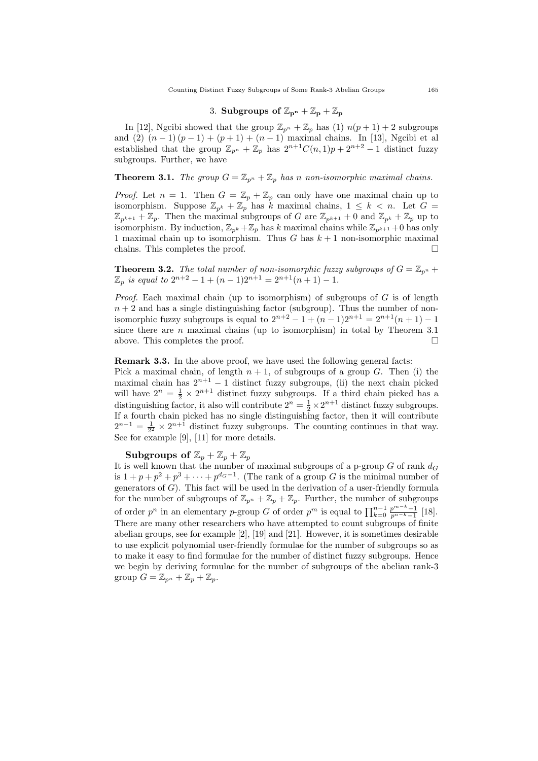## 3. Subgroups of $\mathbb{Z}_{p^n} + \mathbb{Z}_p + \mathbb{Z}_p$

In [12], Ngcibi showed that the group $\mathbb{Z}_{p^n} + \mathbb{Z}_p$ has (1) $n(p+1)+2$ subgroups and (2) $(n-1)(p-1)+(p+1)+(n-1)$ maximal chains. In [13], Ngcibi et al established that the group $\mathbb{Z}_{p^n} + \mathbb{Z}_p$ has $2^{n+1}C(n,1)p + 2^{n+2} - 1$ distinct fuzzy subgroups. Further, we have

**Theorem 3.1.** *The group $G = \mathbb{Z}_{p^n} + \mathbb{Z}_p$ has $n$ non-isomorphic maximal chains.*

*Proof.* Let $n = 1$. Then $G = \mathbb{Z}_p + \mathbb{Z}_p$ can only have one maximal chain up to isomorphism. Suppose $\mathbb{Z}_{p^k} + \mathbb{Z}_p$ has $k$ maximal chains, $1 \leq k < n$. Let $G = \mathbb{Z}_{p^{k+1}} + \mathbb{Z}_p$. Then the maximal subgroups of $G$ are $\mathbb{Z}_{p^{k+1}} + 0$ and $\mathbb{Z}_{p^k} + \mathbb{Z}_p$ up to isomorphism. By induction, $\mathbb{Z}_{p^k} + \mathbb{Z}_p$ has $k$ maximal chains while $\mathbb{Z}_{p^{k+1}} + 0$ has only 1 maximal chain up to isomorphism. Thus $G$ has $k+1$ non-isomorphic maximal chains. This completes the proof. □

**Theorem 3.2.** *The total number of non-isomorphic fuzzy subgroups of $G = \mathbb{Z}_{p^n} + \mathbb{Z}_p$ is equal to $2^{n+2} - 1 + (n-1)2^{n+1} = 2^{n+1}(n+1) - 1$.*

*Proof.* Each maximal chain (up to isomorphism) of subgroups of $G$ is of length $n+2$ and has a single distinguishing factor (subgroup). Thus the number of non-isomorphic fuzzy subgroups is equal to $2^{n+2} - 1 + (n-1)2^{n+1} = 2^{n+1}(n+1) - 1$ since there are $n$ maximal chains (up to isomorphism) in total by Theorem 3.1 above. This completes the proof. □

**Remark 3.3.** In the above proof, we have used the following general facts:
Pick a maximal chain, of length $n+1$, of subgroups of a group $G$. Then (i) the maximal chain has $2^{n+1} - 1$ distinct fuzzy subgroups, (ii) the next chain picked will have $2^n = \frac{1}{2} \times 2^{n+1}$ distinct fuzzy subgroups. If a third chain picked has a distinguishing factor, it also will contribute $2^n = \frac{1}{2} \times 2^{n+1}$ distinct fuzzy subgroups. If a fourth chain picked has no single distinguishing factor, then it will contribute $2^{n-1} = \frac{1}{2^2} \times 2^{n+1}$ distinct fuzzy subgroups. The counting continues in that way. See for example [9], [11] for more details.

### Subgroups of $\mathbb{Z}_p + \mathbb{Z}_p + \mathbb{Z}_p$

It is well known that the number of maximal subgroups of a p-group $G$ of rank $d_G$ is $1 + p + p^2 + p^3 + \cdots + p^{d_G - 1}$. (The rank of a group $G$ is the minimal number of generators of $G$). This fact will be used in the derivation of a user-friendly formula for the number of subgroups of $\mathbb{Z}_{p^n} + \mathbb{Z}_p + \mathbb{Z}_p$. Further, the number of subgroups of order $p^n$ in an elementary $p$-group $G$ of order $p^m$ is equal to $\prod_{k=0}^{n-1} \frac{p^{m-k}-1}{p^{n-k}-1}$ [18]. There are many other researchers who have attempted to count subgroups of finite abelian groups, see for example [2], [19] and [21]. However, it is sometimes desirable to use explicit polynomial user-friendly formulae for the number of subgroups so as to make it easy to find formulae for the number of distinct fuzzy subgroups. Hence we begin by deriving formulae for the number of subgroups of the abelian rank-3 group $G = \mathbb{Z}_{p^n} + \mathbb{Z}_p + \mathbb{Z}_p$.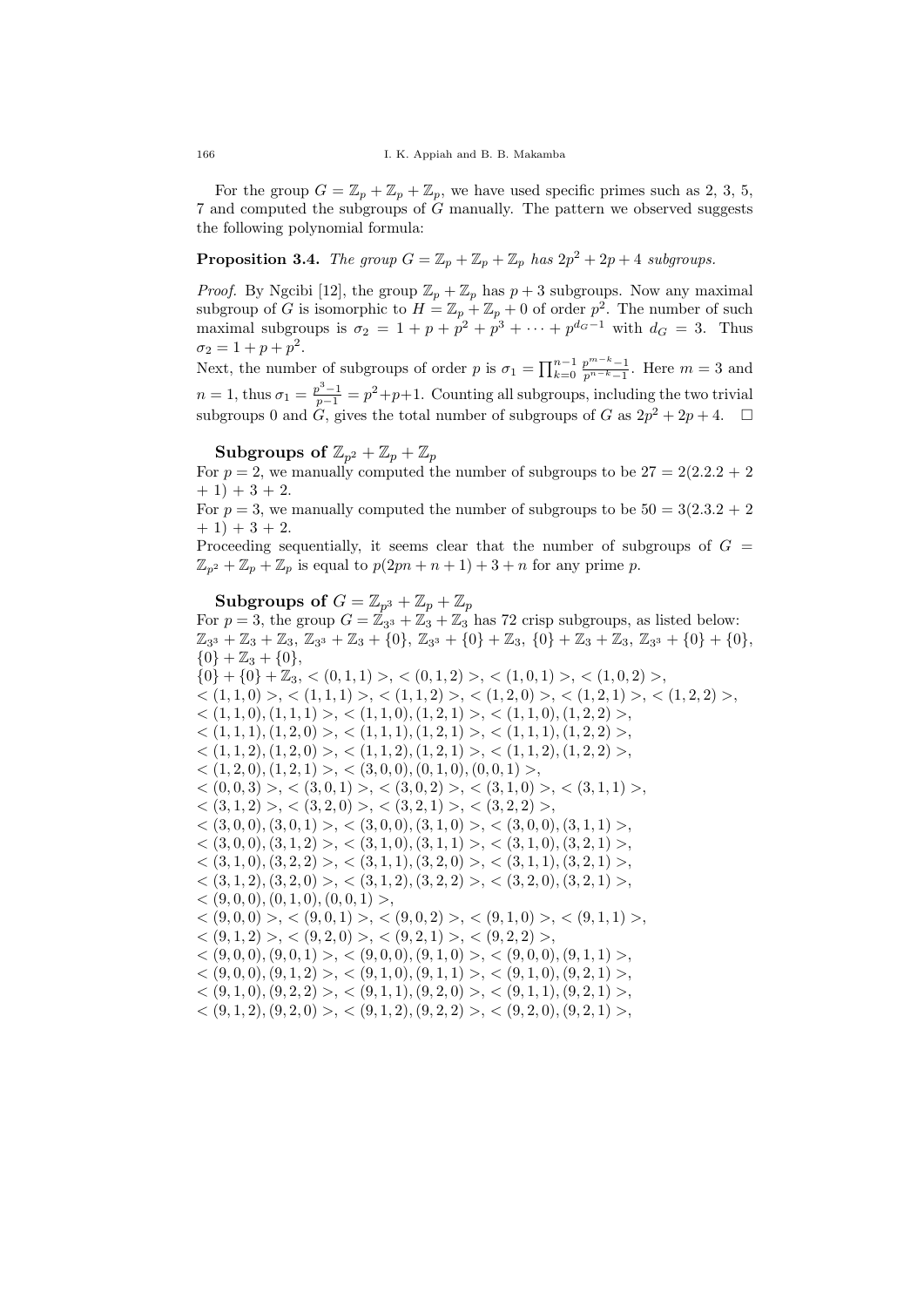For the group $G = \mathbb{Z}_p + \mathbb{Z}_p + \mathbb{Z}_p$, we have used specific primes such as 2, 3, 5, 7 and computed the subgroups of $G$ manually. The pattern we observed suggests the following polynomial formula:

**Proposition 3.4.** *The group $G = \mathbb{Z}_p + \mathbb{Z}_p + \mathbb{Z}_p$ has $2p^2 + 2p + 4$ subgroups.*

*Proof.* By Ngcibi [12], the group $\mathbb{Z}_p + \mathbb{Z}_p$ has $p + 3$ subgroups. Now any maximal subgroup of $G$ is isomorphic to $H = \mathbb{Z}_p + \mathbb{Z}_p + 0$ of order $p^2$. The number of such maximal subgroups is $\sigma_2 = 1 + p + p^2 + p^3 + \cdots + p^{d_G - 1}$ with $d_G = 3$. Thus $\sigma_2 = 1 + p + p^2$.

Next, the number of subgroups of order $p$ is $\sigma_1 = \prod_{k=0}^{n-1} \frac{p^{m-k}-1}{p^{n-k}-1}$. Here $m = 3$ and $n = 1$, thus $\sigma_1 = \frac{p^3-1}{p-1} = p^2+p+1$. Counting all subgroups, including the two trivial subgroups 0 and $G$, gives the total number of subgroups of $G$ as $2p^2 + 2p + 4$. $\square$

### Subgroups of $\mathbb{Z}_{p^2} + \mathbb{Z}_p + \mathbb{Z}_p$

For $p = 2$, we manually computed the number of subgroups to be $27 = 2(2.2.2 + 2 + 1) + 3 + 2$.

For $p = 3$, we manually computed the number of subgroups to be $50 = 3(2.3.2 + 2 + 1) + 3 + 2$.

Proceeding sequentially, it seems clear that the number of subgroups of $G = \mathbb{Z}_{p^2} + \mathbb{Z}_p + \mathbb{Z}_p$ is equal to $p(2pn + n + 1) + 3 + n$ for any prime $p$.

### Subgroups of $G = \mathbb{Z}_{p^3} + \mathbb{Z}_p + \mathbb{Z}_p$

For $p = 3$, the group $G = \mathbb{Z}_{3^3} + \mathbb{Z}_3 + \mathbb{Z}_3$ has 72 crisp subgroups, as listed below:

$\mathbb{Z}_{3^3} + \mathbb{Z}_3 + \mathbb{Z}_3$, $\mathbb{Z}_{3^3} + \mathbb{Z}_3 + \{0\}$, $\mathbb{Z}_{3^3} + \{0\} + \mathbb{Z}_3$, $\{0\} + \mathbb{Z}_3 + \mathbb{Z}_3$, $\mathbb{Z}_{3^3} + \{0\} + \{0\}$, $\{0\} + \mathbb{Z}_3 + \{0\}$,
$\{0\} + \{0\} + \mathbb{Z}_3$, $<(0,1,1)>$, $<(0,1,2)>$, $<(1,0,1)>$, $<(1,0,2)>$,
$<(1,1,0)>$, $<(1,1,1)>$, $<(1,1,2)>$, $<(1,2,0)>$, $<(1,2,1)>$, $<(1,2,2)>$,
$<(1,1,0),(1,1,1)>$, $<(1,1,0),(1,2,1)>$, $<(1,1,0),(1,2,2)>$,
$<(1,1,1),(1,2,0)>$, $<(1,1,1),(1,2,1)>$, $<(1,1,1),(1,2,2)>$,
$<(1,1,2),(1,2,0)>$, $<(1,1,2),(1,2,1)>$, $<(1,1,2),(1,2,2)>$,
$<(1,2,0),(1,2,1)>$, $<(3,0,0),(0,1,0),(0,0,1)>$,
$<(0,0,3)>$, $<(3,0,1)>$, $<(3,0,2)>$, $<(3,1,0)>$, $<(3,1,1)>$,
$<(3,1,2)>$, $<(3,2,0)>$, $<(3,2,1)>$, $<(3,2,2)>$,
$<(3,0,0),(3,0,1)>$, $<(3,0,0),(3,1,0)>$, $<(3,0,0),(3,1,1)>$,
$<(3,0,0),(3,1,2)>$, $<(3,1,0),(3,1,1)>$, $<(3,1,0),(3,2,1)>$,
$<(3,1,0),(3,2,2)>$, $<(3,1,1),(3,2,0)>$, $<(3,1,1),(3,2,1)>$,
$<(3,1,2),(3,2,0)>$, $<(3,1,2),(3,2,2)>$, $<(3,2,0),(3,2,1)>$,
$<(9,0,0),(0,1,0),(0,0,1)>$,
$<(9,0,0)>$, $<(9,0,1)>$, $<(9,0,2)>$, $<(9,1,0)>$, $<(9,1,1)>$,
$<(9,1,2)>$, $<(9,2,0)>$, $<(9,2,1)>$, $<(9,2,2)>$,
$<(9,0,0),(9,0,1)>$, $<(9,0,0),(9,1,0)>$, $<(9,0,0),(9,1,1)>$,
$<(9,0,0),(9,1,2)>$, $<(9,1,0),(9,1,1)>$, $<(9,1,0),(9,2,1)>$,
$<(9,1,0),(9,2,2)>$, $<(9,1,1),(9,2,0)>$, $<(9,1,1),(9,2,1)>$,
$<(9,1,2),(9,2,0)>$, $<(9,1,2),(9,2,2)>$, $<(9,2,0),(9,2,1)>$,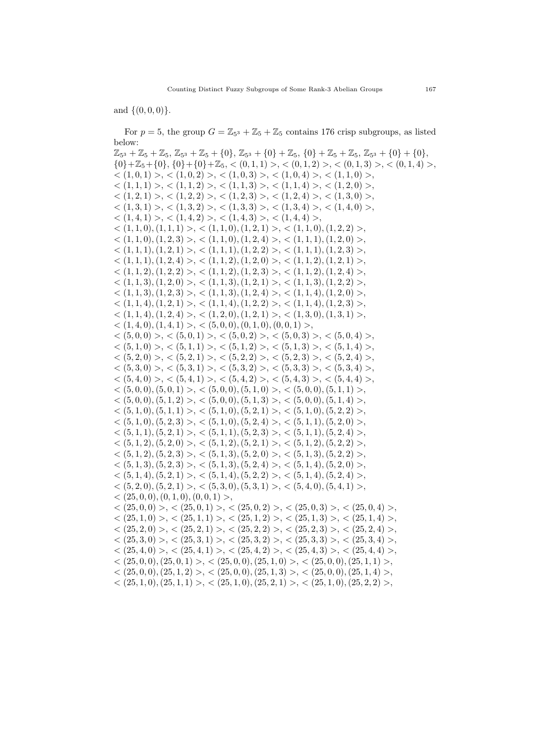and $\{(0,0,0)\}$.

For $p = 5$, the group $G = \mathbb{Z}_{5^3} + \mathbb{Z}_5 + \mathbb{Z}_5$ contains 176 crisp subgroups, as listed below:
$\mathbb{Z}_{5^3} + \mathbb{Z}_5 + \mathbb{Z}_5$, $\mathbb{Z}_{5^3} + \mathbb{Z}_5 + \{0\}$, $\mathbb{Z}_{5^3} + \{0\} + \mathbb{Z}_5$, $\{0\} + \mathbb{Z}_5 + \mathbb{Z}_5$, $\mathbb{Z}_{5^3} + \{0\} + \{0\}$, $\{0\}+\mathbb{Z}_5+\{0\}$, $\{0\}+\{0\}+\mathbb{Z}_5$, $<(0,1,1)>$, $<(0,1,2)>$, $<(0,1,3)>$, $<(0,1,4)>$, $<(1,0,1)>$, $<(1,0,2)>$, $<(1,0,3)>$, $<(1,0,4)>$, $<(1,1,0)>$, $<(1,1,1)>$, $<(1,1,2)>$, $<(1,1,3)>$, $<(1,1,4)>$, $<(1,2,0)>$, $<(1,2,1)>$, $<(1,2,2)>$, $<(1,2,3)>$, $<(1,2,4)>$, $<(1,3,0)>$, $<(1,3,1)>$, $<(1,3,2)>$, $<(1,3,3)>$, $<(1,3,4)>$, $<(1,4,0)>$, $<(1,4,1)>$, $<(1,4,2)>$, $<(1,4,3)>$, $<(1,4,4)>$,
$<(1,1,0),(1,1,1)>$, $<(1,1,0),(1,2,1)>$, $<(1,1,0),(1,2,2)>$, $<(1,1,0),(1,2,3)>$, $<(1,1,0),(1,2,4)>$, $<(1,1,1),(1,2,0)>$, $<(1,1,1),(1,2,1)>$, $<(1,1,1),(1,2,2)>$, $<(1,1,1),(1,2,3)>$, $<(1,1,1),(1,2,4)>$, $<(1,1,2),(1,2,0)>$, $<(1,1,2),(1,2,1)>$, $<(1,1,2),(1,2,2)>$, $<(1,1,2),(1,2,3)>$, $<(1,1,2),(1,2,4)>$, $<(1,1,3),(1,2,0)>$, $<(1,1,3),(1,2,1)>$, $<(1,1,3),(1,2,2)>$, $<(1,1,3),(1,2,3)>$, $<(1,1,3),(1,2,4)>$, $<(1,1,4),(1,2,0)>$, $<(1,1,4),(1,2,1)>$, $<(1,1,4),(1,2,2)>$, $<(1,1,4),(1,2,3)>$, $<(1,1,4),(1,2,4)>$, $<(1,2,0),(1,2,1)>$, $<(1,3,0),(1,3,1)>$, $<(1,4,0),(1,4,1)>$, $<(5,0,0),(0,1,0),(0,0,1)>$,
$<(5,0,0)>$, $<(5,0,1)>$, $<(5,0,2)>$, $<(5,0,3)>$, $<(5,0,4)>$, $<(5,1,0)>$, $<(5,1,1)>$, $<(5,1,2)>$, $<(5,1,3)>$, $<(5,1,4)>$, $<(5,2,0)>$, $<(5,2,1)>$, $<(5,2,2)>$, $<(5,2,3)>$, $<(5,2,4)>$, $<(5,3,0)>$, $<(5,3,1)>$, $<(5,3,2)>$, $<(5,3,3)>$, $<(5,3,4)>$, $<(5,4,0)>$, $<(5,4,1)>$, $<(5,4,2)>$, $<(5,4,3)>$, $<(5,4,4)>$,
$<(5,0,0),(5,0,1)>$, $<(5,0,0),(5,1,0)>$, $<(5,0,0),(5,1,1)>$, $<(5,0,0),(5,1,2)>$, $<(5,0,0),(5,1,3)>$, $<(5,0,0),(5,1,4)>$, $<(5,1,0),(5,1,1)>$, $<(5,1,0),(5,2,1)>$, $<(5,1,0),(5,2,2)>$, $<(5,1,0),(5,2,3)>$, $<(5,1,0),(5,2,4)>$, $<(5,1,1),(5,2,0)>$, $<(5,1,1),(5,2,1)>$, $<(5,1,1),(5,2,3)>$, $<(5,1,1),(5,2,4)>$, $<(5,1,2),(5,2,0)>$, $<(5,1,2),(5,2,1)>$, $<(5,1,2),(5,2,2)>$, $<(5,1,2),(5,2,3)>$, $<(5,1,3),(5,2,0)>$, $<(5,1,3),(5,2,2)>$, $<(5,1,3),(5,2,3)>$, $<(5,1,3),(5,2,4)>$, $<(5,1,4),(5,2,0)>$, $<(5,1,4),(5,2,1)>$, $<(5,1,4),(5,2,2)>$, $<(5,1,4),(5,2,4)>$, $<(5,2,0),(5,2,1)>$, $<(5,3,0),(5,3,1)>$, $<(5,4,0),(5,4,1)>$, $<(25,0,0),(0,1,0),(0,0,1)>$,
$<(25,0,0)>$, $<(25,0,1)>$, $<(25,0,2)>$, $<(25,0,3)>$, $<(25,0,4)>$, $<(25,1,0)>$, $<(25,1,1)>$, $<(25,1,2)>$, $<(25,1,3)>$, $<(25,1,4)>$, $<(25,2,0)>$, $<(25,2,1)>$, $<(25,2,2)>$, $<(25,2,3)>$, $<(25,2,4)>$, $<(25,3,0)>$, $<(25,3,1)>$, $<(25,3,2)>$, $<(25,3,3)>$, $<(25,3,4)>$, $<(25,4,0)>$, $<(25,4,1)>$, $<(25,4,2)>$, $<(25,4,3)>$, $<(25,4,4)>$,
$<(25,0,0),(25,0,1)>$, $<(25,0,0),(25,1,0)>$, $<(25,0,0),(25,1,1)>$, $<(25,0,0),(25,1,2)>$, $<(25,0,0),(25,1,3)>$, $<(25,0,0),(25,1,4)>$, $<(25,1,0),(25,1,1)>$, $<(25,1,0),(25,2,1)>$, $<(25,1,0),(25,2,2)>$,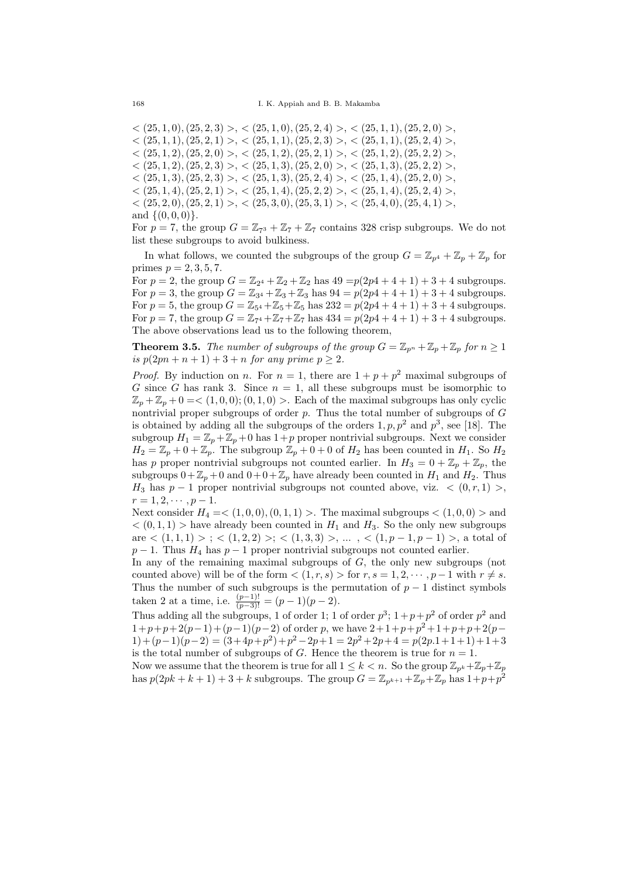$<(25,1,0),(25,2,3)>$, $<(25,1,0),(25,2,4)>$, $<(25,1,1),(25,2,0)>$, $<(25,1,1),(25,2,1)>$, $<(25,1,1),(25,2,3)>$, $<(25,1,1),(25,2,4)>$, $<(25,1,2),(25,2,0)>$, $<(25,1,2),(25,2,1)>$, $<(25,1,2),(25,2,2)>$, $<(25,1,2),(25,2,3)>$, $<(25,1,3),(25,2,0)>$, $<(25,1,3),(25,2,2)>$, $<(25,1,3),(25,2,3)>$, $<(25,1,3),(25,2,4)>$, $<(25,1,4),(25,2,0)>$, $<(25,1,4),(25,2,1)>$, $<(25,1,4),(25,2,2)>$, $<(25,1,4),(25,2,4)>$, $<(25,2,0),(25,2,1)>$, $<(25,3,0),(25,3,1)>$, $<(25,4,0),(25,4,1)>$, and $\{(0,0,0)\}$.

For $p=7$, the group $G=\mathbb{Z}_{7^3}+\mathbb{Z}_7+\mathbb{Z}_7$ contains 328 crisp subgroups. We do not list these subgroups to avoid bulkiness.

In what follows, we counted the subgroups of the group $G=\mathbb{Z}_{p^4}+\mathbb{Z}_p+\mathbb{Z}_p$ for primes $p=2,3,5,7$.

For $p=2$, the group $G=\mathbb{Z}_{2^4}+\mathbb{Z}_2+\mathbb{Z}_2$ has $49 = p(2p4+4+1)+3+4$ subgroups.
For $p=3$, the group $G=\mathbb{Z}_{3^4}+\mathbb{Z}_3+\mathbb{Z}_3$ has $94 = p(2p4+4+1)+3+4$ subgroups.
For $p=5$, the group $G=\mathbb{Z}_{5^4}+\mathbb{Z}_5+\mathbb{Z}_5$ has $232 = p(2p4+4+1)+3+4$ subgroups.
For $p=7$, the group $G=\mathbb{Z}_{7^4}+\mathbb{Z}_7+\mathbb{Z}_7$ has $434 = p(2p4+4+1)+3+4$ subgroups.
The above observations lead us to the following theorem,

**Theorem 3.5.** *The number of subgroups of the group $G=\mathbb{Z}_{p^n}+\mathbb{Z}_p+\mathbb{Z}_p$ for $n\geq 1$ is $p(2pn+n+1)+3+n$ for any prime $p\geq 2$.*

*Proof.* By induction on $n$. For $n=1$, there are $1+p+p^2$ maximal subgroups of $G$ since $G$ has rank 3. Since $n=1$, all these subgroups must be isomorphic to $\mathbb{Z}_p+\mathbb{Z}_p+0 = <(1,0,0);(0,1,0)>$. Each of the maximal subgroups has only cyclic nontrivial proper subgroups of order $p$. Thus the total number of subgroups of $G$ is obtained by adding all the subgroups of the orders $1, p, p^2$ and $p^3$, see [18]. The subgroup $H_1=\mathbb{Z}_p+\mathbb{Z}_p+0$ has $1+p$ proper nontrivial subgroups. Next we consider $H_2=\mathbb{Z}_p+0+\mathbb{Z}_p$. The subgroup $\mathbb{Z}_p+0+0$ of $H_2$ has been counted in $H_1$. So $H_2$ has $p$ proper nontrivial subgroups not counted earlier. In $H_3=0+\mathbb{Z}_p+\mathbb{Z}_p$, the subgroups $0+\mathbb{Z}_p+0$ and $0+0+\mathbb{Z}_p$ have already been counted in $H_1$ and $H_2$. Thus $H_3$ has $p-1$ proper nontrivial subgroups not counted above, viz. $<(0,r,1)>$, $r=1,2,\cdots,p-1$.

Next consider $H_4 = <(1,0,0),(0,1,1)>$. The maximal subgroups $<(1,0,0)>$ and $<(0,1,1)>$ have already been counted in $H_1$ and $H_3$. So the only new subgroups are $<(1,1,1)>$; $<(1,2,2)>$; $<(1,3,3)>$, ... , $<(1,p-1,p-1)>$, a total of $p-1$. Thus $H_4$ has $p-1$ proper nontrivial subgroups not counted earlier.

In any of the remaining maximal subgroups of $G$, the only new subgroups (not counted above) will be of the form $<(1,r,s)>$ for $r,s=1,2,\cdots,p-1$ with $r\neq s$. Thus the number of such subgroups is the permutation of $p-1$ distinct symbols taken 2 at a time, i.e. $\frac{(p-1)!}{(p-3)!}=(p-1)(p-2)$.

Thus adding all the subgroups, 1 of order 1; 1 of order $p^3$; $1+p+p^2$ of order $p^2$ and $1+p+p+2(p-1)+(p-1)(p-2)$ of order $p$, we have $2+1+p+p^2+1+p+p+2(p-1)+(p-1)(p-2)=(3+4p+p^2)+p^2-2p+1=2p^2+2p+4=p(2p.1+1+1)+1+3$ is the total number of subgroups of $G$. Hence the theorem is true for $n=1$.

Now we assume that the theorem is true for all $1\leq k<n$. So the group $\mathbb{Z}_{p^k}+\mathbb{Z}_p+\mathbb{Z}_p$ has $p(2pk+k+1)+3+k$ subgroups. The group $G=\mathbb{Z}_{p^{k+1}}+\mathbb{Z}_p+\mathbb{Z}_p$ has $1+p+p^2$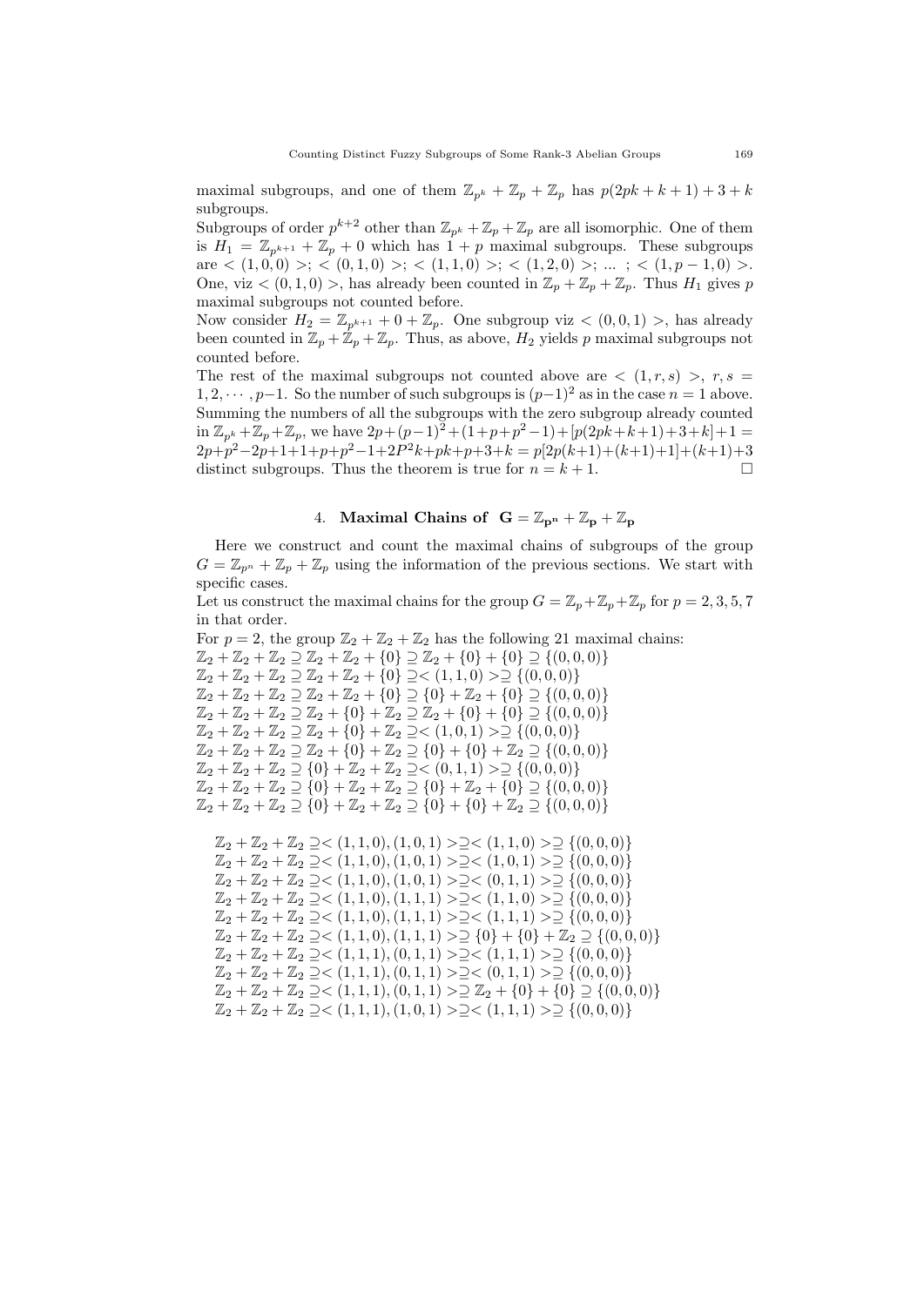maximal subgroups, and one of them $\mathbb{Z}_{p^k} + \mathbb{Z}_p + \mathbb{Z}_p$ has $p(2pk + k + 1) + 3 + k$ subgroups.

Subgroups of order $p^{k+2}$ other than $\mathbb{Z}_{p^k} + \mathbb{Z}_p + \mathbb{Z}_p$ are all isomorphic. One of them is $H_1 = \mathbb{Z}_{p^{k+1}} + \mathbb{Z}_p + 0$ which has $1 + p$ maximal subgroups. These subgroups are $< (1, 0, 0) >$; $< (0, 1, 0) >$; $< (1, 1, 0) >$; $< (1, 2, 0) >$; ... ; $< (1, p - 1, 0) >$. One, viz $< (0, 1, 0) >$, has already been counted in $\mathbb{Z}_p + \mathbb{Z}_p + \mathbb{Z}_p$. Thus $H_1$ gives $p$ maximal subgroups not counted before.

Now consider $H_2 = \mathbb{Z}_{p^{k+1}} + 0 + \mathbb{Z}_p$. One subgroup viz $< (0, 0, 1) >$, has already been counted in $\mathbb{Z}_p + \mathbb{Z}_p + \mathbb{Z}_p$. Thus, as above, $H_2$ yields $p$ maximal subgroups not counted before.

The rest of the maximal subgroups not counted above are $< (1, r, s) >$, $r, s = 1, 2, \cdots, p-1$. So the number of such subgroups is $(p-1)^2$ as in the case $n = 1$ above. Summing the numbers of all the subgroups with the zero subgroup already counted in $\mathbb{Z}_{p^k} + \mathbb{Z}_p + \mathbb{Z}_p$, we have $2p + (p-1)^2 + (1 + p + p^2 - 1) + [p(2pk + k + 1) + 3 + k] + 1 = 2p + p^2 - 2p + 1 + 1 + p + p^2 - 1 + 2P^2k + pk + p + 3 + k = p[2p(k+1) + (k+1) + 1] + (k+1) + 3$ distinct subgroups. Thus the theorem is true for $n = k + 1$. $\square$

## 4. Maximal Chains of $\mathbf{G} = \mathbb{Z}_{\mathbf{p^n}} + \mathbb{Z}_{\mathbf{p}} + \mathbb{Z}_{\mathbf{p}}$

Here we construct and count the maximal chains of subgroups of the group $G = \mathbb{Z}_{p^n} + \mathbb{Z}_p + \mathbb{Z}_p$ using the information of the previous sections. We start with specific cases.

Let us construct the maximal chains for the group $G = \mathbb{Z}_p + \mathbb{Z}_p + \mathbb{Z}_p$ for $p = 2, 3, 5, 7$ in that order.

For $p = 2$, the group $\mathbb{Z}_2 + \mathbb{Z}_2 + \mathbb{Z}_2$ has the following 21 maximal chains:

$\mathbb{Z}_2 + \mathbb{Z}_2 + \mathbb{Z}_2 \supseteq \mathbb{Z}_2 + \mathbb{Z}_2 + \{0\} \supseteq \mathbb{Z}_2 + \{0\} + \{0\} \supseteq \{(0, 0, 0)\}$
$\mathbb{Z}_2 + \mathbb{Z}_2 + \mathbb{Z}_2 \supseteq \mathbb{Z}_2 + \mathbb{Z}_2 + \{0\} \supseteq < (1, 1, 0) > \supseteq \{(0, 0, 0)\}$
$\mathbb{Z}_2 + \mathbb{Z}_2 + \mathbb{Z}_2 \supseteq \mathbb{Z}_2 + \mathbb{Z}_2 + \{0\} \supseteq \{0\} + \mathbb{Z}_2 + \{0\} \supseteq \{(0, 0, 0)\}$
$\mathbb{Z}_2 + \mathbb{Z}_2 + \mathbb{Z}_2 \supseteq \mathbb{Z}_2 + \{0\} + \mathbb{Z}_2 \supseteq \mathbb{Z}_2 + \{0\} + \{0\} \supseteq \{(0, 0, 0)\}$
$\mathbb{Z}_2 + \mathbb{Z}_2 + \mathbb{Z}_2 \supseteq \mathbb{Z}_2 + \{0\} + \mathbb{Z}_2 \supseteq < (1, 0, 1) > \supseteq \{(0, 0, 0)\}$
$\mathbb{Z}_2 + \mathbb{Z}_2 + \mathbb{Z}_2 \supseteq \mathbb{Z}_2 + \{0\} + \mathbb{Z}_2 \supseteq \{0\} + \{0\} + \mathbb{Z}_2 \supseteq \{(0, 0, 0)\}$
$\mathbb{Z}_2 + \mathbb{Z}_2 + \mathbb{Z}_2 \supseteq \{0\} + \mathbb{Z}_2 + \mathbb{Z}_2 \supseteq < (0, 1, 1) > \supseteq \{(0, 0, 0)\}$
$\mathbb{Z}_2 + \mathbb{Z}_2 + \mathbb{Z}_2 \supseteq \{0\} + \mathbb{Z}_2 + \mathbb{Z}_2 \supseteq \{0\} + \mathbb{Z}_2 + \{0\} \supseteq \{(0, 0, 0)\}$
$\mathbb{Z}_2 + \mathbb{Z}_2 + \mathbb{Z}_2 \supseteq \{0\} + \mathbb{Z}_2 + \mathbb{Z}_2 \supseteq \{0\} + \{0\} + \mathbb{Z}_2 \supseteq \{(0, 0, 0)\}$

$\mathbb{Z}_2 + \mathbb{Z}_2 + \mathbb{Z}_2 \supseteq < (1, 1, 0), (1, 0, 1) > \supseteq < (1, 1, 0) > \supseteq \{(0, 0, 0)\}$
$\mathbb{Z}_2 + \mathbb{Z}_2 + \mathbb{Z}_2 \supseteq < (1, 1, 0), (1, 0, 1) > \supseteq < (1, 0, 1) > \supseteq \{(0, 0, 0)\}$
$\mathbb{Z}_2 + \mathbb{Z}_2 + \mathbb{Z}_2 \supseteq < (1, 1, 0), (1, 0, 1) > \supseteq < (0, 1, 1) > \supseteq \{(0, 0, 0)\}$
$\mathbb{Z}_2 + \mathbb{Z}_2 + \mathbb{Z}_2 \supseteq < (1, 1, 0), (1, 1, 1) > \supseteq < (1, 1, 0) > \supseteq \{(0, 0, 0)\}$
$\mathbb{Z}_2 + \mathbb{Z}_2 + \mathbb{Z}_2 \supseteq < (1, 1, 0), (1, 1, 1) > \supseteq < (1, 1, 1) > \supseteq \{(0, 0, 0)\}$
$\mathbb{Z}_2 + \mathbb{Z}_2 + \mathbb{Z}_2 \supseteq < (1, 1, 0), (1, 1, 1) > \supseteq \{0\} + \{0\} + \mathbb{Z}_2 \supseteq \{(0, 0, 0)\}$
$\mathbb{Z}_2 + \mathbb{Z}_2 + \mathbb{Z}_2 \supseteq < (1, 1, 1), (0, 1, 1) > \supseteq < (1, 1, 1) > \supseteq \{(0, 0, 0)\}$
$\mathbb{Z}_2 + \mathbb{Z}_2 + \mathbb{Z}_2 \supseteq < (1, 1, 1), (0, 1, 1) > \supseteq < (0, 1, 1) > \supseteq \{(0, 0, 0)\}$
$\mathbb{Z}_2 + \mathbb{Z}_2 + \mathbb{Z}_2 \supseteq < (1, 1, 1), (0, 1, 1) > \supseteq \mathbb{Z}_2 + \{0\} + \{0\} \supseteq \{(0, 0, 0)\}$
$\mathbb{Z}_2 + \mathbb{Z}_2 + \mathbb{Z}_2 \supseteq < (1, 1, 1), (1, 0, 1) > \supseteq < (1, 1, 1) > \supseteq \{(0, 0, 0)\}$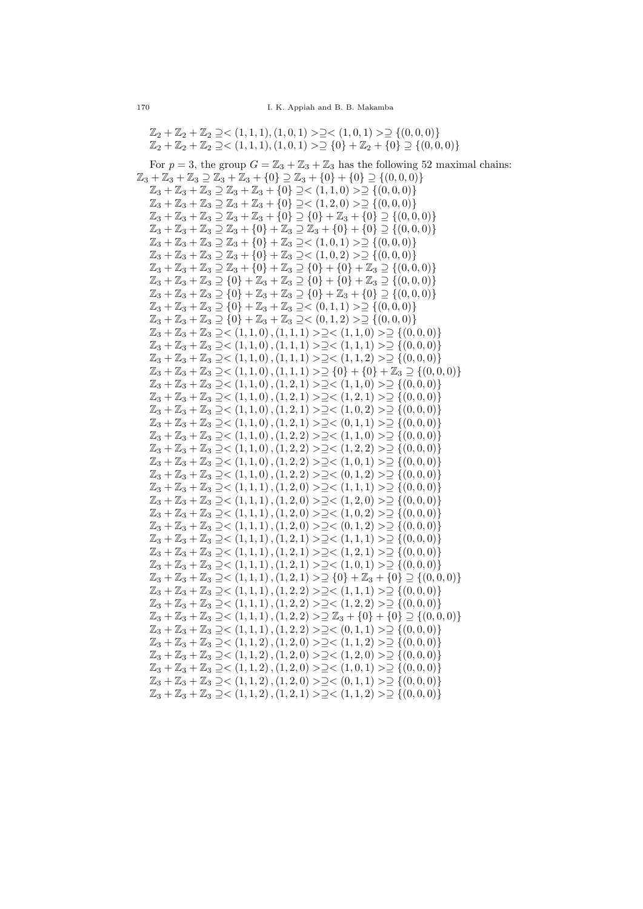$$\mathbb{Z}_2 + \mathbb{Z}_2 + \mathbb{Z}_2 \supseteq <(1,1,1),(1,0,1)> \supseteq <(1,0,1)> \supseteq \{(0,0,0)\}$$
$$\mathbb{Z}_2 + \mathbb{Z}_2 + \mathbb{Z}_2 \supseteq <(1,1,1),(1,0,1)> \supseteq \{0\} + \mathbb{Z}_2 + \{0\} \supseteq \{(0,0,0)\}$$

For $p = 3$, the group $G = \mathbb{Z}_3 + \mathbb{Z}_3 + \mathbb{Z}_3$ has the following 52 maximal chains:

$$\mathbb{Z}_3 + \mathbb{Z}_3 + \mathbb{Z}_3 \supseteq \mathbb{Z}_3 + \mathbb{Z}_3 + \{0\} \supseteq \mathbb{Z}_3 + \{0\} + \{0\} \supseteq \{(0,0,0)\}$$
$$\mathbb{Z}_3 + \mathbb{Z}_3 + \mathbb{Z}_3 \supseteq \mathbb{Z}_3 + \mathbb{Z}_3 + \{0\} \supseteq <(1,1,0)> \supseteq \{(0,0,0)\}$$
$$\mathbb{Z}_3 + \mathbb{Z}_3 + \mathbb{Z}_3 \supseteq \mathbb{Z}_3 + \mathbb{Z}_3 + \{0\} \supseteq <(1,2,0)> \supseteq \{(0,0,0)\}$$
$$\mathbb{Z}_3 + \mathbb{Z}_3 + \mathbb{Z}_3 \supseteq \mathbb{Z}_3 + \mathbb{Z}_3 + \{0\} \supseteq \{0\} + \mathbb{Z}_3 + \{0\} \supseteq \{(0,0,0)\}$$
$$\mathbb{Z}_3 + \mathbb{Z}_3 + \mathbb{Z}_3 \supseteq \mathbb{Z}_3 + \{0\} + \mathbb{Z}_3 \supseteq \mathbb{Z}_3 + \{0\} + \{0\} \supseteq \{(0,0,0)\}$$
$$\mathbb{Z}_3 + \mathbb{Z}_3 + \mathbb{Z}_3 \supseteq \mathbb{Z}_3 + \{0\} + \mathbb{Z}_3 \supseteq <(1,0,1)> \supseteq \{(0,0,0)\}$$
$$\mathbb{Z}_3 + \mathbb{Z}_3 + \mathbb{Z}_3 \supseteq \mathbb{Z}_3 + \{0\} + \mathbb{Z}_3 \supseteq <(1,0,2)> \supseteq \{(0,0,0)\}$$
$$\mathbb{Z}_3 + \mathbb{Z}_3 + \mathbb{Z}_3 \supseteq \mathbb{Z}_3 + \{0\} + \mathbb{Z}_3 \supseteq \{0\} + \{0\} + \mathbb{Z}_3 \supseteq \{(0,0,0)\}$$
$$\mathbb{Z}_3 + \mathbb{Z}_3 + \mathbb{Z}_3 \supseteq \{0\} + \mathbb{Z}_3 + \mathbb{Z}_3 \supseteq \{0\} + \{0\} + \mathbb{Z}_3 \supseteq \{(0,0,0)\}$$
$$\mathbb{Z}_3 + \mathbb{Z}_3 + \mathbb{Z}_3 \supseteq \{0\} + \mathbb{Z}_3 + \mathbb{Z}_3 \supseteq \{0\} + \mathbb{Z}_3 + \{0\} \supseteq \{(0,0,0)\}$$
$$\mathbb{Z}_3 + \mathbb{Z}_3 + \mathbb{Z}_3 \supseteq \{0\} + \mathbb{Z}_3 + \mathbb{Z}_3 \supseteq <(0,1,1)> \supseteq \{(0,0,0)\}$$
$$\mathbb{Z}_3 + \mathbb{Z}_3 + \mathbb{Z}_3 \supseteq \{0\} + \mathbb{Z}_3 + \mathbb{Z}_3 \supseteq <(0,1,2)> \supseteq \{(0,0,0)\}$$
$$\mathbb{Z}_3 + \mathbb{Z}_3 + \mathbb{Z}_3 \supseteq <(1,1,0),(1,1,1)> \supseteq <(1,1,0)> \supseteq \{(0,0,0)\}$$
$$\mathbb{Z}_3 + \mathbb{Z}_3 + \mathbb{Z}_3 \supseteq <(1,1,0),(1,1,1)> \supseteq <(1,1,1)> \supseteq \{(0,0,0)\}$$
$$\mathbb{Z}_3 + \mathbb{Z}_3 + \mathbb{Z}_3 \supseteq <(1,1,0),(1,1,1)> \supseteq <(1,1,2)> \supseteq \{(0,0,0)\}$$
$$\mathbb{Z}_3 + \mathbb{Z}_3 + \mathbb{Z}_3 \supseteq <(1,1,0),(1,1,1)> \supseteq \{0\} + \{0\} + \mathbb{Z}_3 \supseteq \{(0,0,0)\}$$
$$\mathbb{Z}_3 + \mathbb{Z}_3 + \mathbb{Z}_3 \supseteq <(1,1,0),(1,2,1)> \supseteq <(1,1,0)> \supseteq \{(0,0,0)\}$$
$$\mathbb{Z}_3 + \mathbb{Z}_3 + \mathbb{Z}_3 \supseteq <(1,1,0),(1,2,1)> \supseteq <(1,2,1)> \supseteq \{(0,0,0)\}$$
$$\mathbb{Z}_3 + \mathbb{Z}_3 + \mathbb{Z}_3 \supseteq <(1,1,0),(1,2,1)> \supseteq <(1,0,2)> \supseteq \{(0,0,0)\}$$
$$\mathbb{Z}_3 + \mathbb{Z}_3 + \mathbb{Z}_3 \supseteq <(1,1,0),(1,2,1)> \supseteq <(0,1,1)> \supseteq \{(0,0,0)\}$$
$$\mathbb{Z}_3 + \mathbb{Z}_3 + \mathbb{Z}_3 \supseteq <(1,1,0),(1,2,2)> \supseteq <(1,1,0)> \supseteq \{(0,0,0)\}$$
$$\mathbb{Z}_3 + \mathbb{Z}_3 + \mathbb{Z}_3 \supseteq <(1,1,0),(1,2,2)> \supseteq <(1,2,2)> \supseteq \{(0,0,0)\}$$
$$\mathbb{Z}_3 + \mathbb{Z}_3 + \mathbb{Z}_3 \supseteq <(1,1,0),(1,2,2)> \supseteq <(1,0,1)> \supseteq \{(0,0,0)\}$$
$$\mathbb{Z}_3 + \mathbb{Z}_3 + \mathbb{Z}_3 \supseteq <(1,1,0),(1,2,2)> \supseteq <(0,1,2)> \supseteq \{(0,0,0)\}$$
$$\mathbb{Z}_3 + \mathbb{Z}_3 + \mathbb{Z}_3 \supseteq <(1,1,1),(1,2,0)> \supseteq <(1,1,1)> \supseteq \{(0,0,0)\}$$
$$\mathbb{Z}_3 + \mathbb{Z}_3 + \mathbb{Z}_3 \supseteq <(1,1,1),(1,2,0)> \supseteq <(1,2,0)> \supseteq \{(0,0,0)\}$$
$$\mathbb{Z}_3 + \mathbb{Z}_3 + \mathbb{Z}_3 \supseteq <(1,1,1),(1,2,0)> \supseteq <(1,0,2)> \supseteq \{(0,0,0)\}$$
$$\mathbb{Z}_3 + \mathbb{Z}_3 + \mathbb{Z}_3 \supseteq <(1,1,1),(1,2,0)> \supseteq <(0,1,2)> \supseteq \{(0,0,0)\}$$
$$\mathbb{Z}_3 + \mathbb{Z}_3 + \mathbb{Z}_3 \supseteq <(1,1,1),(1,2,1)> \supseteq <(1,1,1)> \supseteq \{(0,0,0)\}$$
$$\mathbb{Z}_3 + \mathbb{Z}_3 + \mathbb{Z}_3 \supseteq <(1,1,1),(1,2,1)> \supseteq <(1,2,1)> \supseteq \{(0,0,0)\}$$
$$\mathbb{Z}_3 + \mathbb{Z}_3 + \mathbb{Z}_3 \supseteq <(1,1,1),(1,2,1)> \supseteq <(1,0,1)> \supseteq \{(0,0,0)\}$$
$$\mathbb{Z}_3 + \mathbb{Z}_3 + \mathbb{Z}_3 \supseteq <(1,1,1),(1,2,1)> \supseteq \{0\} + \mathbb{Z}_3 + \{0\} \supseteq \{(0,0,0)\}$$
$$\mathbb{Z}_3 + \mathbb{Z}_3 + \mathbb{Z}_3 \supseteq <(1,1,1),(1,2,2)> \supseteq <(1,1,1)> \supseteq \{(0,0,0)\}$$
$$\mathbb{Z}_3 + \mathbb{Z}_3 + \mathbb{Z}_3 \supseteq <(1,1,1),(1,2,2)> \supseteq <(1,2,2)> \supseteq \{(0,0,0)\}$$
$$\mathbb{Z}_3 + \mathbb{Z}_3 + \mathbb{Z}_3 \supseteq <(1,1,1),(1,2,2)> \supseteq \mathbb{Z}_3 + \{0\} + \{0\} \supseteq \{(0,0,0)\}$$
$$\mathbb{Z}_3 + \mathbb{Z}_3 + \mathbb{Z}_3 \supseteq <(1,1,1),(1,2,2)> \supseteq <(0,1,1)> \supseteq \{(0,0,0)\}$$
$$\mathbb{Z}_3 + \mathbb{Z}_3 + \mathbb{Z}_3 \supseteq <(1,1,2),(1,2,0)> \supseteq <(1,1,2)> \supseteq \{(0,0,0)\}$$
$$\mathbb{Z}_3 + \mathbb{Z}_3 + \mathbb{Z}_3 \supseteq <(1,1,2),(1,2,0)> \supseteq <(1,2,0)> \supseteq \{(0,0,0)\}$$
$$\mathbb{Z}_3 + \mathbb{Z}_3 + \mathbb{Z}_3 \supseteq <(1,1,2),(1,2,0)> \supseteq <(1,0,1)> \supseteq \{(0,0,0)\}$$
$$\mathbb{Z}_3 + \mathbb{Z}_3 + \mathbb{Z}_3 \supseteq <(1,1,2),(1,2,0)> \supseteq <(0,1,1)> \supseteq \{(0,0,0)\}$$
$$\mathbb{Z}_3 + \mathbb{Z}_3 + \mathbb{Z}_3 \supseteq <(1,1,2),(1,2,1)> \supseteq <(1,1,2)> \supseteq \{(0,0,0)\}$$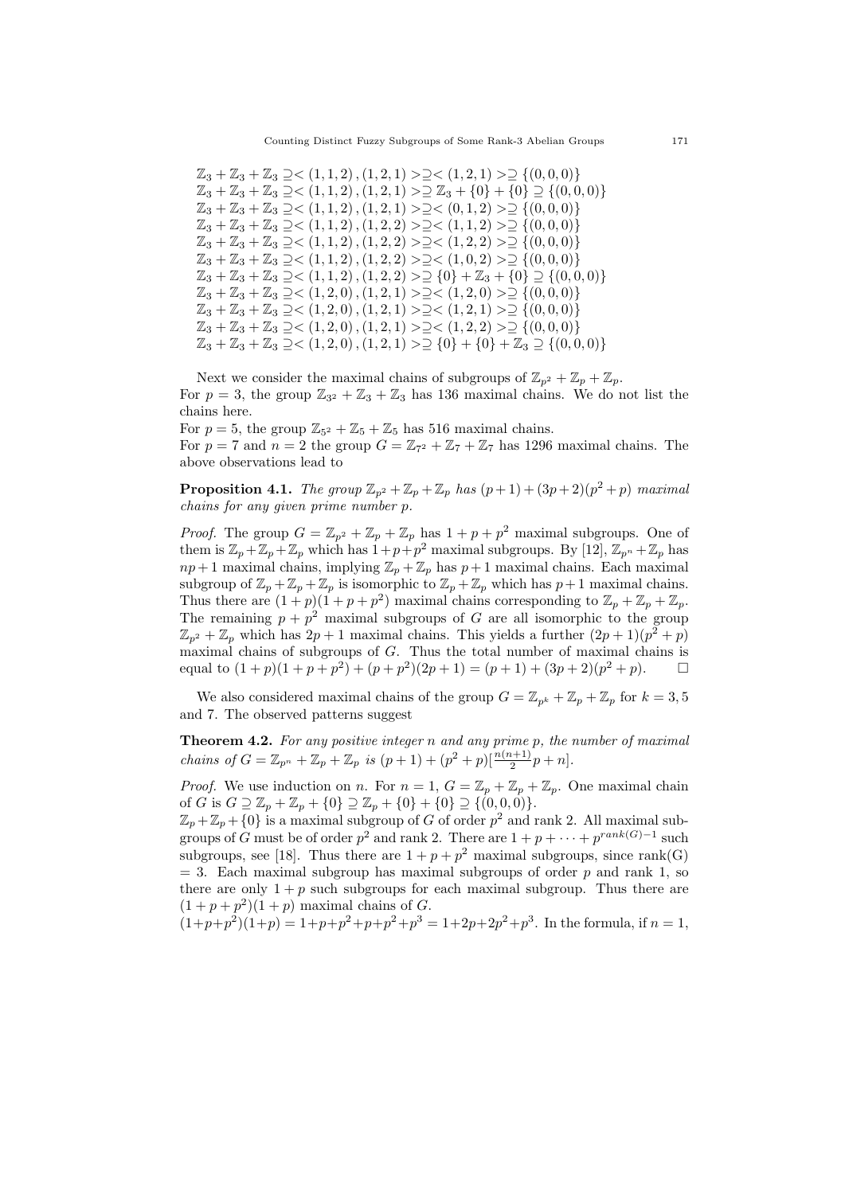$\mathbb{Z}_3+\mathbb{Z}_3+\mathbb{Z}_3 \supseteq <(1,1,2),(1,2,1)> \supseteq <(1,2,1)> \supseteq \{(0,0,0)\}$
$\mathbb{Z}_3+\mathbb{Z}_3+\mathbb{Z}_3 \supseteq <(1,1,2),(1,2,1)> \supseteq \mathbb{Z}_3+\{0\}+\{0\} \supseteq \{(0,0,0)\}$
$\mathbb{Z}_3+\mathbb{Z}_3+\mathbb{Z}_3 \supseteq <(1,1,2),(1,2,1)> \supseteq <(0,1,2)> \supseteq \{(0,0,0)\}$
$\mathbb{Z}_3+\mathbb{Z}_3+\mathbb{Z}_3 \supseteq <(1,1,2),(1,2,2)> \supseteq <(1,1,2)> \supseteq \{(0,0,0)\}$
$\mathbb{Z}_3+\mathbb{Z}_3+\mathbb{Z}_3 \supseteq <(1,1,2),(1,2,2)> \supseteq <(1,2,2)> \supseteq \{(0,0,0)\}$
$\mathbb{Z}_3+\mathbb{Z}_3+\mathbb{Z}_3 \supseteq <(1,1,2),(1,2,2)> \supseteq <(1,0,2)> \supseteq \{(0,0,0)\}$
$\mathbb{Z}_3+\mathbb{Z}_3+\mathbb{Z}_3 \supseteq <(1,1,2),(1,2,2)> \supseteq \{0\}+\mathbb{Z}_3+\{0\} \supseteq \{(0,0,0)\}$
$\mathbb{Z}_3+\mathbb{Z}_3+\mathbb{Z}_3 \supseteq <(1,2,0),(1,2,1)> \supseteq <(1,2,0)> \supseteq \{(0,0,0)\}$
$\mathbb{Z}_3+\mathbb{Z}_3+\mathbb{Z}_3 \supseteq <(1,2,0),(1,2,1)> \supseteq <(1,2,1)> \supseteq \{(0,0,0)\}$
$\mathbb{Z}_3+\mathbb{Z}_3+\mathbb{Z}_3 \supseteq <(1,2,0),(1,2,1)> \supseteq <(1,2,2)> \supseteq \{(0,0,0)\}$
$\mathbb{Z}_3+\mathbb{Z}_3+\mathbb{Z}_3 \supseteq <(1,2,0),(1,2,1)> \supseteq \{0\}+\{0\}+\mathbb{Z}_3 \supseteq \{(0,0,0)\}$

Next we consider the maximal chains of subgroups of $\mathbb{Z}_{p^2}+\mathbb{Z}_p+\mathbb{Z}_p$.
For $p=3$, the group $\mathbb{Z}_{3^2}+\mathbb{Z}_3+\mathbb{Z}_3$ has 136 maximal chains. We do not list the chains here.
For $p=5$, the group $\mathbb{Z}_{5^2}+\mathbb{Z}_5+\mathbb{Z}_5$ has 516 maximal chains.
For $p=7$ and $n=2$ the group $G=\mathbb{Z}_{7^2}+\mathbb{Z}_7+\mathbb{Z}_7$ has 1296 maximal chains. The above observations lead to

**Proposition 4.1.** *The group $\mathbb{Z}_{p^2}+\mathbb{Z}_p+\mathbb{Z}_p$ has $(p+1)+(3p+2)(p^2+p)$ maximal chains for any given prime number $p$.*

*Proof.* The group $G=\mathbb{Z}_{p^2}+\mathbb{Z}_p+\mathbb{Z}_p$ has $1+p+p^2$ maximal subgroups. One of them is $\mathbb{Z}_p+\mathbb{Z}_p+\mathbb{Z}_p$ which has $1+p+p^2$ maximal subgroups. By [12], $\mathbb{Z}_{p^n}+\mathbb{Z}_p$ has $np+1$ maximal chains, implying $\mathbb{Z}_p+\mathbb{Z}_p$ has $p+1$ maximal chains. Each maximal subgroup of $\mathbb{Z}_p+\mathbb{Z}_p+\mathbb{Z}_p$ is isomorphic to $\mathbb{Z}_p+\mathbb{Z}_p$ which has $p+1$ maximal chains. Thus there are $(1+p)(1+p+p^2)$ maximal chains corresponding to $\mathbb{Z}_p+\mathbb{Z}_p+\mathbb{Z}_p$. The remaining $p+p^2$ maximal subgroups of $G$ are all isomorphic to the group $\mathbb{Z}_{p^2}+\mathbb{Z}_p$ which has $2p+1$ maximal chains. This yields a further $(2p+1)(p^2+p)$ maximal chains of subgroups of $G$. Thus the total number of maximal chains is equal to $(1+p)(1+p+p^2)+(p+p^2)(2p+1)=(p+1)+(3p+2)(p^2+p)$. $\square$

We also considered maximal chains of the group $G=\mathbb{Z}_{p^k}+\mathbb{Z}_p+\mathbb{Z}_p$ for $k=3,5$ and 7. The observed patterns suggest

**Theorem 4.2.** *For any positive integer $n$ and any prime $p$, the number of maximal chains of $G=\mathbb{Z}_{p^n}+\mathbb{Z}_p+\mathbb{Z}_p$ is $(p+1)+(p^2+p)[\frac{n(n+1)}{2}p+n]$.*

*Proof.* We use induction on $n$. For $n=1$, $G=\mathbb{Z}_p+\mathbb{Z}_p+\mathbb{Z}_p$. One maximal chain of $G$ is $G \supseteq \mathbb{Z}_p+\mathbb{Z}_p+\{0\} \supseteq \mathbb{Z}_p+\{0\}+\{0\} \supseteq \{(0,0,0)\}$.
$\mathbb{Z}_p+\mathbb{Z}_p+\{0\}$ is a maximal subgroup of $G$ of order $p^2$ and rank 2. All maximal subgroups of $G$ must be of order $p^2$ and rank 2. There are $1+p+\cdots+p^{rank(G)-1}$ such subgroups, see [18]. Thus there are $1+p+p^2$ maximal subgroups, since rank(G) $=3$. Each maximal subgroup has maximal subgroups of order $p$ and rank 1, so there are only $1+p$ such subgroups for each maximal subgroup. Thus there are $(1+p+p^2)(1+p)$ maximal chains of $G$.
$(1+p+p^2)(1+p)=1+p+p^2+p+p^2+p^3=1+2p+2p^2+p^3$. In the formula, if $n=1$,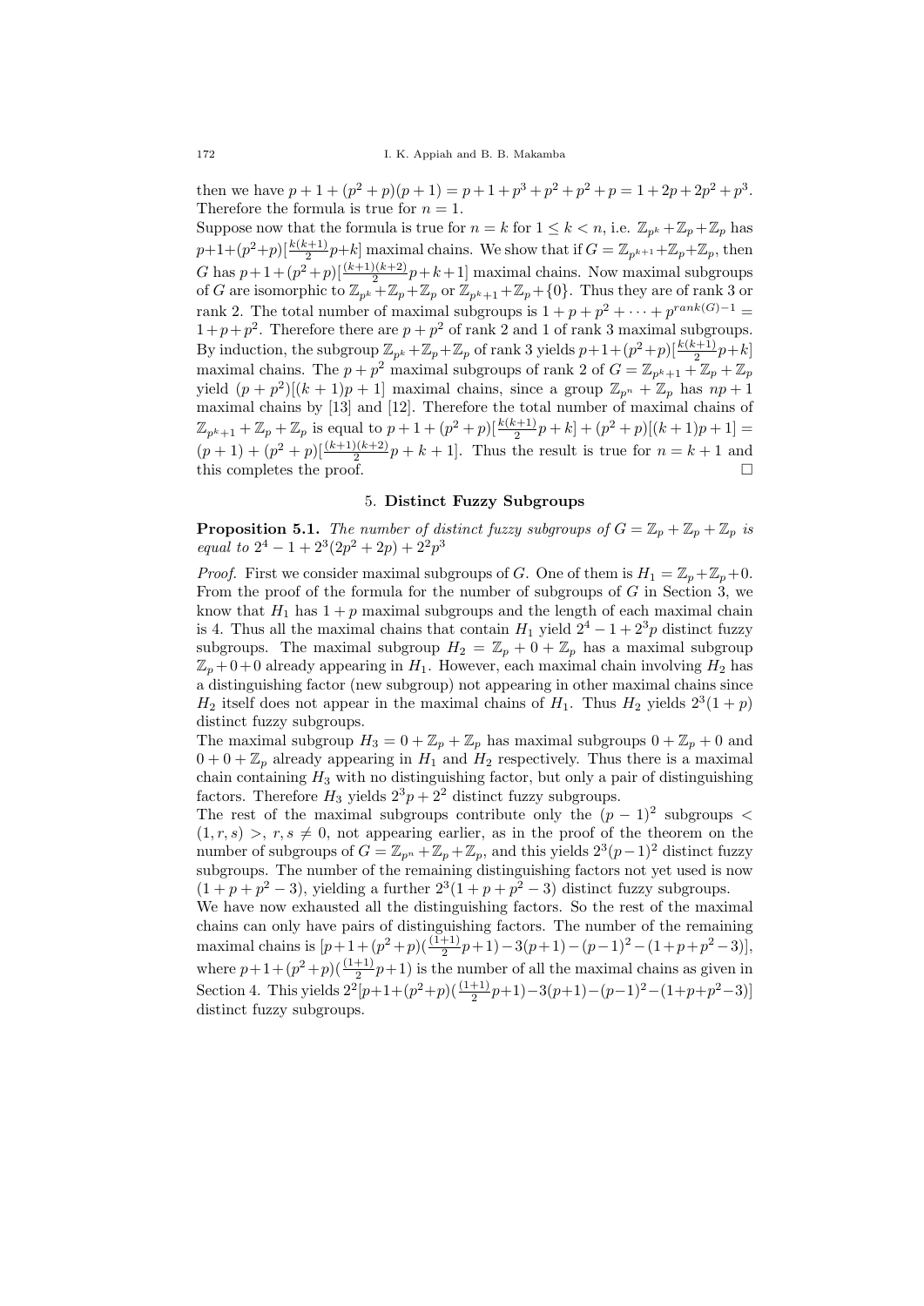then we have $p + 1 + (p^2 + p)(p + 1) = p + 1 + p^3 + p^2 + p^2 + p = 1 + 2p + 2p^2 + p^3$. Therefore the formula is true for $n = 1$.

Suppose now that the formula is true for $n = k$ for $1 \leq k < n$, i.e. $\mathbb{Z}_{p^k} + \mathbb{Z}_p + \mathbb{Z}_p$ has $p+1+(p^2+p)[\frac{k(k+1)}{2}p+k]$ maximal chains. We show that if $G = \mathbb{Z}_{p^{k+1}} + \mathbb{Z}_p + \mathbb{Z}_p$, then $G$ has $p+1+(p^2+p)[\frac{(k+1)(k+2)}{2}p+k+1]$ maximal chains. Now maximal subgroups of $G$ are isomorphic to $\mathbb{Z}_{p^k} + \mathbb{Z}_p + \mathbb{Z}_p$ or $\mathbb{Z}_{p^{k+1}} + \mathbb{Z}_p + \{0\}$. Thus they are of rank 3 or rank 2. The total number of maximal subgroups is $1 + p + p^2 + \cdots + p^{rank(G)-1} = 1 + p + p^2$. Therefore there are $p + p^2$ of rank 2 and 1 of rank 3 maximal subgroups. By induction, the subgroup $\mathbb{Z}_{p^k} + \mathbb{Z}_p + \mathbb{Z}_p$ of rank 3 yields $p+1+(p^2+p)[\frac{k(k+1)}{2}p+k]$ maximal chains. The $p + p^2$ maximal subgroups of rank 2 of $G = \mathbb{Z}_{p^{k+1}} + \mathbb{Z}_p + \mathbb{Z}_p$ yield $(p + p^2)[(k + 1)p + 1]$ maximal chains, since a group $\mathbb{Z}_{p^n} + \mathbb{Z}_p$ has $np + 1$ maximal chains by [13] and [12]. Therefore the total number of maximal chains of $\mathbb{Z}_{p^{k+1}} + \mathbb{Z}_p + \mathbb{Z}_p$ is equal to $p + 1 + (p^2 + p)[\frac{k(k+1)}{2}p + k] + (p^2 + p)[(k + 1)p + 1] = (p + 1) + (p^2 + p)[\frac{(k+1)(k+2)}{2}p + k + 1]$. Thus the result is true for $n = k + 1$ and this completes the proof. □

## 5. **Distinct Fuzzy Subgroups**

**Proposition 5.1.** *The number of distinct fuzzy subgroups of $G = \mathbb{Z}_p + \mathbb{Z}_p + \mathbb{Z}_p$ is equal to $2^4 - 1 + 2^3(2p^2 + 2p) + 2^2p^3$*

*Proof.* First we consider maximal subgroups of $G$. One of them is $H_1 = \mathbb{Z}_p + \mathbb{Z}_p + 0$. From the proof of the formula for the number of subgroups of $G$ in Section 3, we know that $H_1$ has $1 + p$ maximal subgroups and the length of each maximal chain is 4. Thus all the maximal chains that contain $H_1$ yield $2^4 - 1 + 2^3p$ distinct fuzzy subgroups. The maximal subgroup $H_2 = \mathbb{Z}_p + 0 + \mathbb{Z}_p$ has a maximal subgroup $\mathbb{Z}_p + 0 + 0$ already appearing in $H_1$. However, each maximal chain involving $H_2$ has a distinguishing factor (new subgroup) not appearing in other maximal chains since $H_2$ itself does not appear in the maximal chains of $H_1$. Thus $H_2$ yields $2^3(1 + p)$ distinct fuzzy subgroups.

The maximal subgroup $H_3 = 0 + \mathbb{Z}_p + \mathbb{Z}_p$ has maximal subgroups $0 + \mathbb{Z}_p + 0$ and $0 + 0 + \mathbb{Z}_p$ already appearing in $H_1$ and $H_2$ respectively. Thus there is a maximal chain containing $H_3$ with no distinguishing factor, but only a pair of distinguishing factors. Therefore $H_3$ yields $2^3p + 2^2$ distinct fuzzy subgroups.

The rest of the maximal subgroups contribute only the $(p - 1)^2$ subgroups $< (1, r, s) >$, $r, s \neq 0$, not appearing earlier, as in the proof of the theorem on the number of subgroups of $G = \mathbb{Z}_{p^n} + \mathbb{Z}_p + \mathbb{Z}_p$, and this yields $2^3(p-1)^2$ distinct fuzzy subgroups. The number of the remaining distinguishing factors not yet used is now $(1 + p + p^2 - 3)$, yielding a further $2^3(1 + p + p^2 - 3)$ distinct fuzzy subgroups.

We have now exhausted all the distinguishing factors. So the rest of the maximal chains can only have pairs of distinguishing factors. The number of the remaining maximal chains is $[p+1+(p^2+p)(\frac{(1+1)}{2}p+1) - 3(p+1) - (p-1)^2 - (1+p+p^2-3)]$, where $p+1+(p^2+p)(\frac{(1+1)}{2}p+1)$ is the number of all the maximal chains as given in Section 4. This yields $2^2[p+1+(p^2+p)(\frac{(1+1)}{2}p+1)-3(p+1)-(p-1)^2-(1+p+p^2-3)]$ distinct fuzzy subgroups.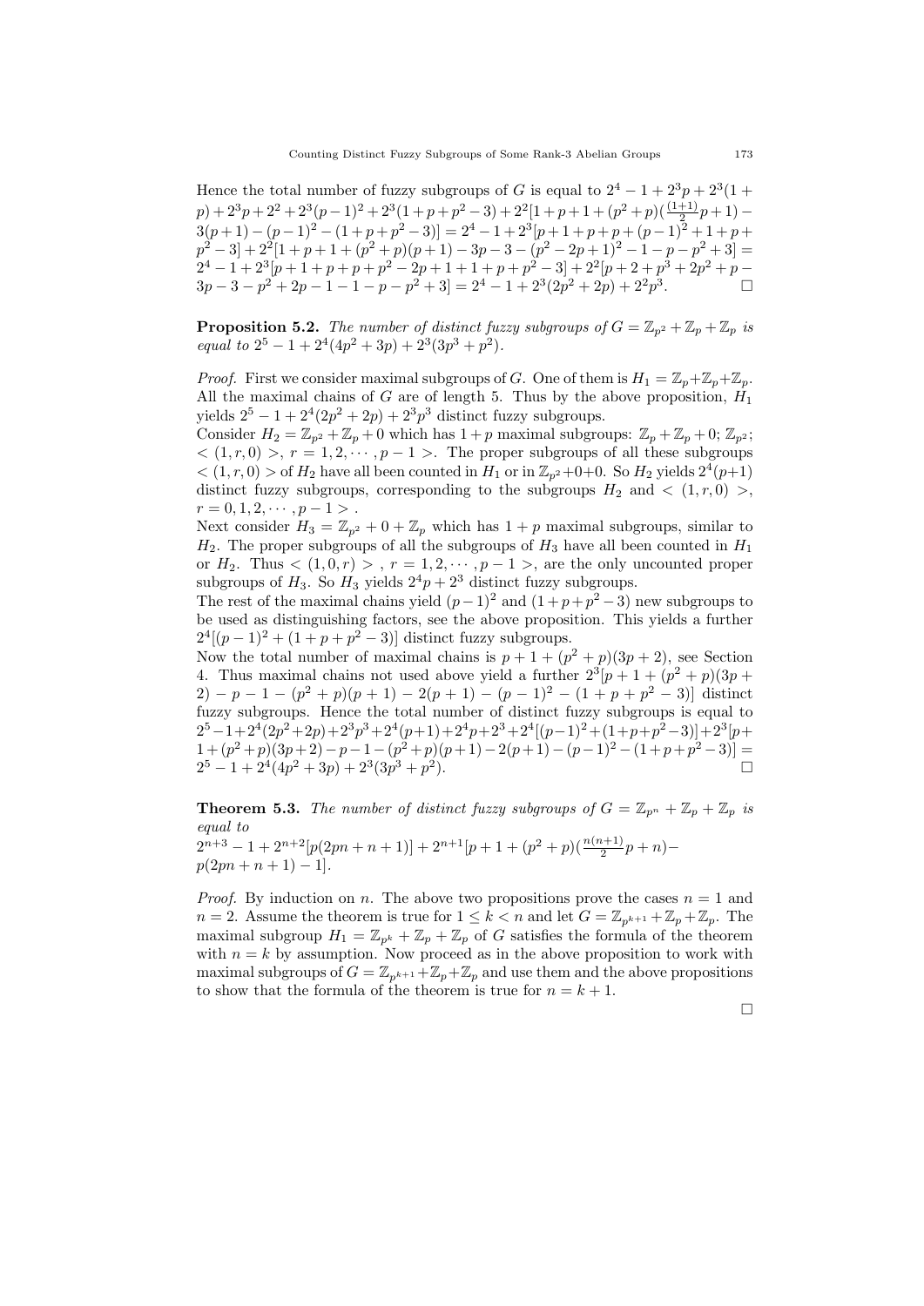Hence the total number of fuzzy subgroups of $G$ is equal to $2^4 - 1 + 2^3 p + 2^3(1 + p) + 2^3 p + 2^2 + 2^3(p-1)^2 + 2^3(1+p+p^2-3) + 2^2[1+p+1+(p^2+p)(\frac{(1+1)}{2}p+1) - 3(p+1) - (p-1)^2 - (1+p+p^2-3)] = 2^4 - 1 + 2^3[p+1+p+p+(p-1)^2+1+p+p^2-3] + 2^2[1+p+1+(p^2+p)(p+1) - 3p - 3 - (p^2-2p+1)^2 - 1 - p - p^2 + 3] = 2^4 - 1 + 2^3[p+1+p+p+p^2-2p+1+1+p+p^2-3] + 2^2[p+2+p^3+2p^2+p-3p-3-p^2+2p-1-1-p-p^2+3] = 2^4 - 1 + 2^3(2p^2+2p) + 2^2 p^3$. □

**Proposition 5.2.** *The number of distinct fuzzy subgroups of $G = \mathbb{Z}_{p^2} + \mathbb{Z}_p + \mathbb{Z}_p$ is equal to $2^5 - 1 + 2^4(4p^2 + 3p) + 2^3(3p^3 + p^2)$.*

*Proof.* First we consider maximal subgroups of $G$. One of them is $H_1 = \mathbb{Z}_p + \mathbb{Z}_p + \mathbb{Z}_p$. All the maximal chains of $G$ are of length 5. Thus by the above proposition, $H_1$ yields $2^5 - 1 + 2^4(2p^2 + 2p) + 2^3 p^3$ distinct fuzzy subgroups.
Consider $H_2 = \mathbb{Z}_{p^2} + \mathbb{Z}_p + 0$ which has $1 + p$ maximal subgroups: $\mathbb{Z}_p + \mathbb{Z}_p + 0$; $\mathbb{Z}_{p^2}$; $< (1, r, 0) >$, $r = 1, 2, \cdots, p-1 >$. The proper subgroups of all these subgroups $< (1, r, 0) >$ of $H_2$ have all been counted in $H_1$ or in $\mathbb{Z}_{p^2} + 0 + 0$. So $H_2$ yields $2^4(p+1)$ distinct fuzzy subgroups, corresponding to the subgroups $H_2$ and $< (1, r, 0) >$, $r = 0, 1, 2, \cdots, p-1 >$.
Next consider $H_3 = \mathbb{Z}_{p^2} + 0 + \mathbb{Z}_p$ which has $1 + p$ maximal subgroups, similar to $H_2$. The proper subgroups of all the subgroups of $H_3$ have all been counted in $H_1$ or $H_2$. Thus $< (1, 0, r) >$, $r = 1, 2, \cdots, p-1 >$, are the only uncounted proper subgroups of $H_3$. So $H_3$ yields $2^4 p + 2^3$ distinct fuzzy subgroups.
The rest of the maximal chains yield $(p-1)^2$ and $(1 + p + p^2 - 3)$ new subgroups to be used as distinguishing factors, see the above proposition. This yields a further $2^4[(p-1)^2 + (1 + p + p^2 - 3)]$ distinct fuzzy subgroups.
Now the total number of maximal chains is $p + 1 + (p^2 + p)(3p + 2)$, see Section 4. Thus maximal chains not used above yield a further $2^3[p + 1 + (p^2 + p)(3p + 2) - p - 1 - (p^2 + p)(p + 1) - 2(p + 1) - (p-1)^2 - (1 + p + p^2 - 3)]$ distinct fuzzy subgroups. Hence the total number of distinct fuzzy subgroups is equal to $2^5 - 1 + 2^4(2p^2 + 2p) + 2^3 p^3 + 2^4(p+1) + 2^4 p + 2^3 + 2^4[(p-1)^2 + (1+p+p^2-3)] + 2^3[p + 1 + (p^2+p)(3p+2) - p - 1 - (p^2+p)(p+1) - 2(p+1) - (p-1)^2 - (1+p+p^2-3)] = 2^5 - 1 + 2^4(4p^2 + 3p) + 2^3(3p^3 + p^2)$. □

**Theorem 5.3.** *The number of distinct fuzzy subgroups of $G = \mathbb{Z}_{p^n} + \mathbb{Z}_p + \mathbb{Z}_p$ is equal to*
$2^{n+3} - 1 + 2^{n+2}[p(2pn + n + 1)] + 2^{n+1}[p + 1 + (p^2 + p)(\frac{n(n+1)}{2}p + n) - p(2pn + n + 1) - 1]$.

*Proof.* By induction on $n$. The above two propositions prove the cases $n = 1$ and $n = 2$. Assume the theorem is true for $1 \leq k < n$ and let $G = \mathbb{Z}_{p^{k+1}} + \mathbb{Z}_p + \mathbb{Z}_p$. The maximal subgroup $H_1 = \mathbb{Z}_{p^k} + \mathbb{Z}_p + \mathbb{Z}_p$ of $G$ satisfies the formula of the theorem with $n = k$ by assumption. Now proceed as in the above proposition to work with maximal subgroups of $G = \mathbb{Z}_{p^{k+1}} + \mathbb{Z}_p + \mathbb{Z}_p$ and use them and the above propositions to show that the formula of the theorem is true for $n = k + 1$.

□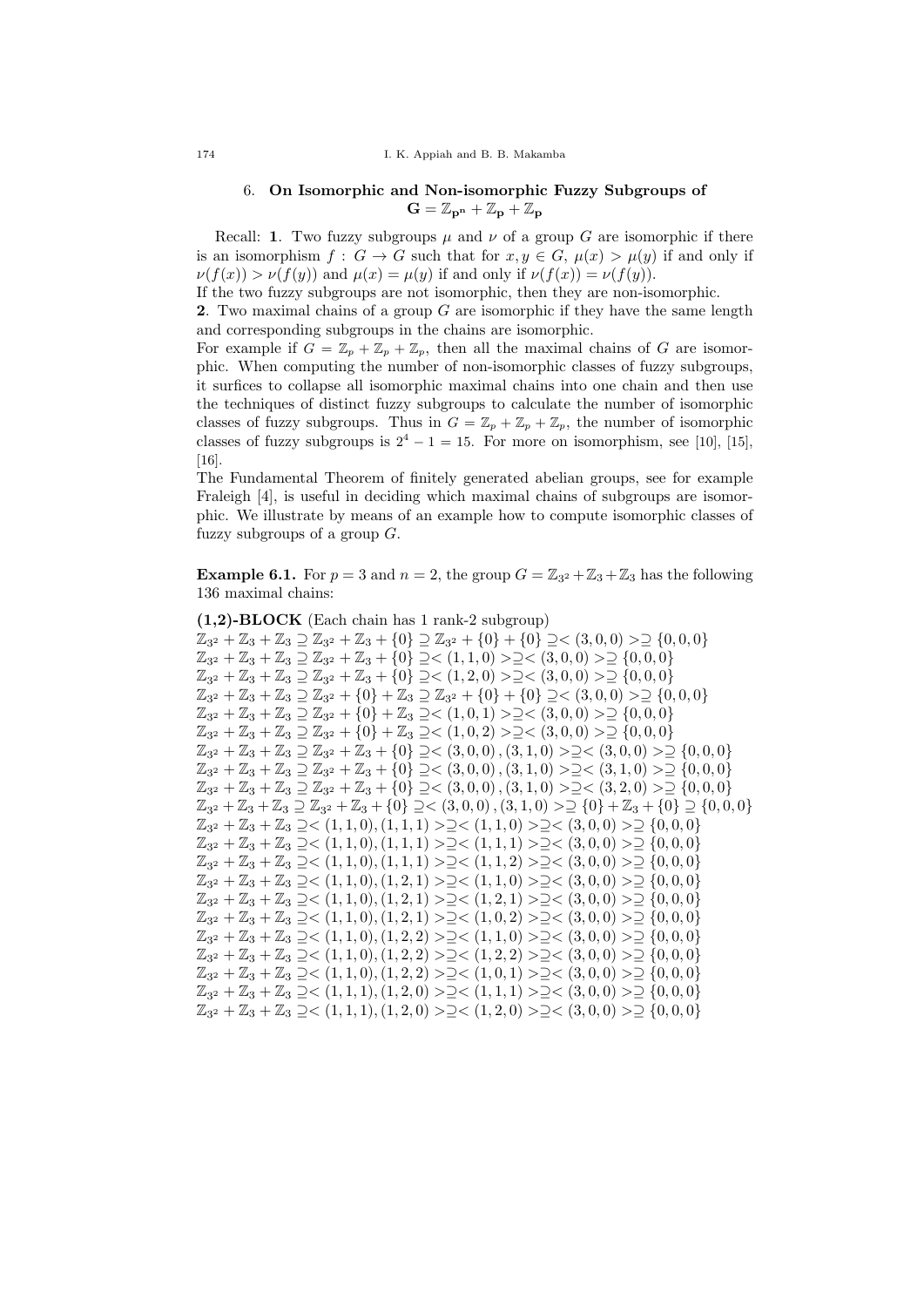## 6. On Isomorphic and Non-isomorphic Fuzzy Subgroups of $\mathbf{G} = \mathbb{Z}_{\mathbf{p^n}} + \mathbb{Z}_{\mathbf{p}} + \mathbb{Z}_{\mathbf{p}}$

Recall: **1**. Two fuzzy subgroups $\mu$ and $\nu$ of a group $G$ are isomorphic if there is an isomorphism $f : G \to G$ such that for $x, y \in G$, $\mu(x) > \mu(y)$ if and only if $\nu(f(x)) > \nu(f(y))$ and $\mu(x) = \mu(y)$ if and only if $\nu(f(x)) = \nu(f(y))$.
If the two fuzzy subgroups are not isomorphic, then they are non-isomorphic.
**2**. Two maximal chains of a group $G$ are isomorphic if they have the same length and corresponding subgroups in the chains are isomorphic.
For example if $G = \mathbb{Z}_p + \mathbb{Z}_p + \mathbb{Z}_p$, then all the maximal chains of $G$ are isomorphic. When computing the number of non-isomorphic classes of fuzzy subgroups, it surfices to collapse all isomorphic maximal chains into one chain and then use the techniques of distinct fuzzy subgroups to calculate the number of isomorphic classes of fuzzy subgroups. Thus in $G = \mathbb{Z}_p + \mathbb{Z}_p + \mathbb{Z}_p$, the number of isomorphic classes of fuzzy subgroups is $2^4 - 1 = 15$. For more on isomorphism, see [10], [15], [16].
The Fundamental Theorem of finitely generated abelian groups, see for example Fraleigh [4], is useful in deciding which maximal chains of subgroups are isomorphic. We illustrate by means of an example how to compute isomorphic classes of fuzzy subgroups of a group $G$.

**Example 6.1.** For $p = 3$ and $n = 2$, the group $G = \mathbb{Z}_{3^2} + \mathbb{Z}_3 + \mathbb{Z}_3$ has the following 136 maximal chains:

**(1,2)-BLOCK** (Each chain has 1 rank-2 subgroup)

$\mathbb{Z}_{3^2} + \mathbb{Z}_3 + \mathbb{Z}_3 \supseteq \mathbb{Z}_{3^2} + \mathbb{Z}_3 + \{0\} \supseteq \mathbb{Z}_{3^2} + \{0\} + \{0\} \supseteq < (3,0,0) > \supseteq \{0,0,0\}$
$\mathbb{Z}_{3^2} + \mathbb{Z}_3 + \mathbb{Z}_3 \supseteq \mathbb{Z}_{3^2} + \mathbb{Z}_3 + \{0\} \supseteq < (1,1,0) > \supseteq < (3,0,0) > \supseteq \{0,0,0\}$
$\mathbb{Z}_{3^2} + \mathbb{Z}_3 + \mathbb{Z}_3 \supseteq \mathbb{Z}_{3^2} + \mathbb{Z}_3 + \{0\} \supseteq < (1,2,0) > \supseteq < (3,0,0) > \supseteq \{0,0,0\}$
$\mathbb{Z}_{3^2} + \mathbb{Z}_3 + \mathbb{Z}_3 \supseteq \mathbb{Z}_{3^2} + \{0\} + \mathbb{Z}_3 \supseteq \mathbb{Z}_{3^2} + \{0\} + \{0\} \supseteq < (3,0,0) > \supseteq \{0,0,0\}$
$\mathbb{Z}_{3^2} + \mathbb{Z}_3 + \mathbb{Z}_3 \supseteq \mathbb{Z}_{3^2} + \{0\} + \mathbb{Z}_3 \supseteq < (1,0,1) > \supseteq < (3,0,0) > \supseteq \{0,0,0\}$
$\mathbb{Z}_{3^2} + \mathbb{Z}_3 + \mathbb{Z}_3 \supseteq \mathbb{Z}_{3^2} + \{0\} + \mathbb{Z}_3 \supseteq < (1,0,2) > \supseteq < (3,0,0) > \supseteq \{0,0,0\}$
$\mathbb{Z}_{3^2} + \mathbb{Z}_3 + \mathbb{Z}_3 \supseteq \mathbb{Z}_{3^2} + \mathbb{Z}_3 + \{0\} \supseteq < (3,0,0), (3,1,0) > \supseteq < (3,0,0) > \supseteq \{0,0,0\}$
$\mathbb{Z}_{3^2} + \mathbb{Z}_3 + \mathbb{Z}_3 \supseteq \mathbb{Z}_{3^2} + \mathbb{Z}_3 + \{0\} \supseteq < (3,0,0), (3,1,0) > \supseteq < (3,1,0) > \supseteq \{0,0,0\}$
$\mathbb{Z}_{3^2} + \mathbb{Z}_3 + \mathbb{Z}_3 \supseteq \mathbb{Z}_{3^2} + \mathbb{Z}_3 + \{0\} \supseteq < (3,0,0), (3,1,0) > \supseteq < (3,2,0) > \supseteq \{0,0,0\}$
$\mathbb{Z}_{3^2} + \mathbb{Z}_3 + \mathbb{Z}_3 \supseteq \mathbb{Z}_{3^2} + \mathbb{Z}_3 + \{0\} \supseteq < (3,0,0), (3,1,0) > \supseteq \{0\} + \mathbb{Z}_3 + \{0\} \supseteq \{0,0,0\}$
$\mathbb{Z}_{3^2} + \mathbb{Z}_3 + \mathbb{Z}_3 \supseteq < (1,1,0), (1,1,1) > \supseteq < (1,1,0) > \supseteq < (3,0,0) > \supseteq \{0,0,0\}$
$\mathbb{Z}_{3^2} + \mathbb{Z}_3 + \mathbb{Z}_3 \supseteq < (1,1,0), (1,1,1) > \supseteq < (1,1,1) > \supseteq < (3,0,0) > \supseteq \{0,0,0\}$
$\mathbb{Z}_{3^2} + \mathbb{Z}_3 + \mathbb{Z}_3 \supseteq < (1,1,0), (1,1,1) > \supseteq < (1,1,2) > \supseteq < (3,0,0) > \supseteq \{0,0,0\}$
$\mathbb{Z}_{3^2} + \mathbb{Z}_3 + \mathbb{Z}_3 \supseteq < (1,1,0), (1,2,1) > \supseteq < (1,1,0) > \supseteq < (3,0,0) > \supseteq \{0,0,0\}$
$\mathbb{Z}_{3^2} + \mathbb{Z}_3 + \mathbb{Z}_3 \supseteq < (1,1,0), (1,2,1) > \supseteq < (1,2,1) > \supseteq < (3,0,0) > \supseteq \{0,0,0\}$
$\mathbb{Z}_{3^2} + \mathbb{Z}_3 + \mathbb{Z}_3 \supseteq < (1,1,0), (1,2,1) > \supseteq < (1,0,2) > \supseteq < (3,0,0) > \supseteq \{0,0,0\}$
$\mathbb{Z}_{3^2} + \mathbb{Z}_3 + \mathbb{Z}_3 \supseteq < (1,1,0), (1,2,2) > \supseteq < (1,1,0) > \supseteq < (3,0,0) > \supseteq \{0,0,0\}$
$\mathbb{Z}_{3^2} + \mathbb{Z}_3 + \mathbb{Z}_3 \supseteq < (1,1,0), (1,2,2) > \supseteq < (1,2,2) > \supseteq < (3,0,0) > \supseteq \{0,0,0\}$
$\mathbb{Z}_{3^2} + \mathbb{Z}_3 + \mathbb{Z}_3 \supseteq < (1,1,0), (1,2,2) > \supseteq < (1,0,1) > \supseteq < (3,0,0) > \supseteq \{0,0,0\}$
$\mathbb{Z}_{3^2} + \mathbb{Z}_3 + \mathbb{Z}_3 \supseteq < (1,1,1), (1,2,0) > \supseteq < (1,1,1) > \supseteq < (3,0,0) > \supseteq \{0,0,0\}$
$\mathbb{Z}_{3^2} + \mathbb{Z}_3 + \mathbb{Z}_3 \supseteq < (1,1,1), (1,2,0) > \supseteq < (1,2,0) > \supseteq < (3,0,0) > \supseteq \{0,0,0\}$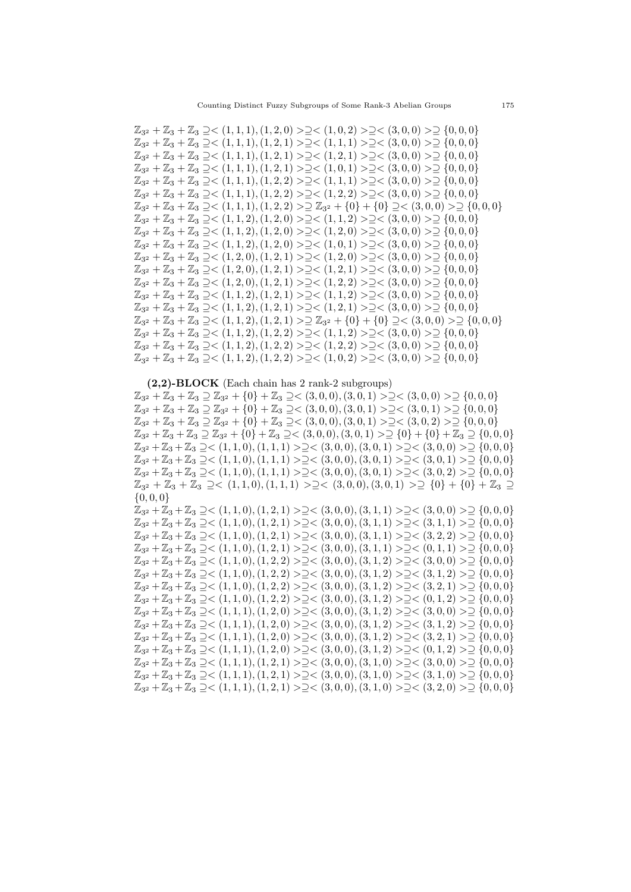$\mathbb{Z}_{3^2} + \mathbb{Z}_3 + \mathbb{Z}_3 \supseteq < (1,1,1),(1,2,0) > \supseteq < (1,0,2) > \supseteq < (3,0,0) > \supseteq \{0,0,0\}$
$\mathbb{Z}_{3^2} + \mathbb{Z}_3 + \mathbb{Z}_3 \supseteq < (1,1,1),(1,2,1) > \supseteq < (1,1,1) > \supseteq < (3,0,0) > \supseteq \{0,0,0\}$
$\mathbb{Z}_{3^2} + \mathbb{Z}_3 + \mathbb{Z}_3 \supseteq < (1,1,1),(1,2,1) > \supseteq < (1,2,1) > \supseteq < (3,0,0) > \supseteq \{0,0,0\}$
$\mathbb{Z}_{3^2} + \mathbb{Z}_3 + \mathbb{Z}_3 \supseteq < (1,1,1),(1,2,1) > \supseteq < (1,0,1) > \supseteq < (3,0,0) > \supseteq \{0,0,0\}$
$\mathbb{Z}_{3^2} + \mathbb{Z}_3 + \mathbb{Z}_3 \supseteq < (1,1,1),(1,2,2) > \supseteq < (1,1,1) > \supseteq < (3,0,0) > \supseteq \{0,0,0\}$
$\mathbb{Z}_{3^2} + \mathbb{Z}_3 + \mathbb{Z}_3 \supseteq < (1,1,1),(1,2,2) > \supseteq < (1,2,2) > \supseteq < (3,0,0) > \supseteq \{0,0,0\}$
$\mathbb{Z}_{3^2} + \mathbb{Z}_3 + \mathbb{Z}_3 \supseteq < (1,1,1),(1,2,2) > \supseteq \mathbb{Z}_{3^2} + \{0\} + \{0\} \supseteq < (3,0,0) > \supseteq \{0,0,0\}$
$\mathbb{Z}_{3^2} + \mathbb{Z}_3 + \mathbb{Z}_3 \supseteq < (1,1,2),(1,2,0) > \supseteq < (1,1,2) > \supseteq < (3,0,0) > \supseteq \{0,0,0\}$
$\mathbb{Z}_{3^2} + \mathbb{Z}_3 + \mathbb{Z}_3 \supseteq < (1,1,2),(1,2,0) > \supseteq < (1,2,0) > \supseteq < (3,0,0) > \supseteq \{0,0,0\}$
$\mathbb{Z}_{3^2} + \mathbb{Z}_3 + \mathbb{Z}_3 \supseteq < (1,1,2),(1,2,0) > \supseteq < (1,0,1) > \supseteq < (3,0,0) > \supseteq \{0,0,0\}$
$\mathbb{Z}_{3^2} + \mathbb{Z}_3 + \mathbb{Z}_3 \supseteq < (1,2,0),(1,2,1) > \supseteq < (1,2,0) > \supseteq < (3,0,0) > \supseteq \{0,0,0\}$
$\mathbb{Z}_{3^2} + \mathbb{Z}_3 + \mathbb{Z}_3 \supseteq < (1,2,0),(1,2,1) > \supseteq < (1,2,1) > \supseteq < (3,0,0) > \supseteq \{0,0,0\}$
$\mathbb{Z}_{3^2} + \mathbb{Z}_3 + \mathbb{Z}_3 \supseteq < (1,2,0),(1,2,1) > \supseteq < (1,2,2) > \supseteq < (3,0,0) > \supseteq \{0,0,0\}$
$\mathbb{Z}_{3^2} + \mathbb{Z}_3 + \mathbb{Z}_3 \supseteq < (1,1,2),(1,2,1) > \supseteq < (1,1,2) > \supseteq < (3,0,0) > \supseteq \{0,0,0\}$
$\mathbb{Z}_{3^2} + \mathbb{Z}_3 + \mathbb{Z}_3 \supseteq < (1,1,2),(1,2,1) > \supseteq < (1,2,1) > \supseteq < (3,0,0) > \supseteq \{0,0,0\}$
$\mathbb{Z}_{3^2} + \mathbb{Z}_3 + \mathbb{Z}_3 \supseteq < (1,1,2),(1,2,1) > \supseteq \mathbb{Z}_{3^2} + \{0\} + \{0\} \supseteq < (3,0,0) > \supseteq \{0,0,0\}$
$\mathbb{Z}_{3^2} + \mathbb{Z}_3 + \mathbb{Z}_3 \supseteq < (1,1,2),(1,2,2) > \supseteq < (1,1,2) > \supseteq < (3,0,0) > \supseteq \{0,0,0\}$
$\mathbb{Z}_{3^2} + \mathbb{Z}_3 + \mathbb{Z}_3 \supseteq < (1,1,2),(1,2,2) > \supseteq < (1,2,2) > \supseteq < (3,0,0) > \supseteq \{0,0,0\}$
$\mathbb{Z}_{3^2} + \mathbb{Z}_3 + \mathbb{Z}_3 \supseteq < (1,1,2),(1,2,2) > \supseteq < (1,0,2) > \supseteq < (3,0,0) > \supseteq \{0,0,0\}$

**(2,2)-BLOCK** (Each chain has 2 rank-2 subgroups)

$\mathbb{Z}_{3^2} + \mathbb{Z}_3 + \mathbb{Z}_3 \supseteq \mathbb{Z}_{3^2} + \{0\} + \mathbb{Z}_3 \supseteq < (3,0,0),(3,0,1) > \supseteq < (3,0,0) > \supseteq \{0,0,0\}$
$\mathbb{Z}_{3^2} + \mathbb{Z}_3 + \mathbb{Z}_3 \supseteq \mathbb{Z}_{3^2} + \{0\} + \mathbb{Z}_3 \supseteq < (3,0,0),(3,0,1) > \supseteq < (3,0,1) > \supseteq \{0,0,0\}$
$\mathbb{Z}_{3^2} + \mathbb{Z}_3 + \mathbb{Z}_3 \supseteq \mathbb{Z}_{3^2} + \{0\} + \mathbb{Z}_3 \supseteq < (3,0,0),(3,0,1) > \supseteq < (3,0,2) > \supseteq \{0,0,0\}$
$\mathbb{Z}_{3^2} + \mathbb{Z}_3 + \mathbb{Z}_3 \supseteq \mathbb{Z}_{3^2} + \{0\} + \mathbb{Z}_3 \supseteq < (3,0,0),(3,0,1) > \supseteq \{0\} + \{0\} + \mathbb{Z}_3 \supseteq \{0,0,0\}$
$\mathbb{Z}_{3^2} + \mathbb{Z}_3 + \mathbb{Z}_3 \supseteq < (1,1,0),(1,1,1) > \supseteq < (3,0,0),(3,0,1) > \supseteq < (3,0,0) > \supseteq \{0,0,0\}$
$\mathbb{Z}_{3^2} + \mathbb{Z}_3 + \mathbb{Z}_3 \supseteq < (1,1,0),(1,1,1) > \supseteq < (3,0,0),(3,0,1) > \supseteq < (3,0,1) > \supseteq \{0,0,0\}$
$\mathbb{Z}_{3^2} + \mathbb{Z}_3 + \mathbb{Z}_3 \supseteq < (1,1,0),(1,1,1) > \supseteq < (3,0,0),(3,0,1) > \supseteq < (3,0,2) > \supseteq \{0,0,0\}$
$\mathbb{Z}_{3^2} + \mathbb{Z}_3 + \mathbb{Z}_3 \supseteq < (1,1,0),(1,1,1) > \supseteq < (3,0,0),(3,0,1) > \supseteq \{0\} + \{0\} + \mathbb{Z}_3 \supseteq \{0,0,0\}$
$\mathbb{Z}_{3^2} + \mathbb{Z}_3 + \mathbb{Z}_3 \supseteq < (1,1,0),(1,2,1) > \supseteq < (3,0,0),(3,1,1) > \supseteq < (3,0,0) > \supseteq \{0,0,0\}$
$\mathbb{Z}_{3^2} + \mathbb{Z}_3 + \mathbb{Z}_3 \supseteq < (1,1,0),(1,2,1) > \supseteq < (3,0,0),(3,1,1) > \supseteq < (3,1,1) > \supseteq \{0,0,0\}$
$\mathbb{Z}_{3^2} + \mathbb{Z}_3 + \mathbb{Z}_3 \supseteq < (1,1,0),(1,2,1) > \supseteq < (3,0,0),(3,1,1) > \supseteq < (3,2,2) > \supseteq \{0,0,0\}$
$\mathbb{Z}_{3^2} + \mathbb{Z}_3 + \mathbb{Z}_3 \supseteq < (1,1,0),(1,2,1) > \supseteq < (3,0,0),(3,1,1) > \supseteq < (0,1,1) > \supseteq \{0,0,0\}$
$\mathbb{Z}_{3^2} + \mathbb{Z}_3 + \mathbb{Z}_3 \supseteq < (1,1,0),(1,2,2) > \supseteq < (3,0,0),(3,1,2) > \supseteq < (3,0,0) > \supseteq \{0,0,0\}$
$\mathbb{Z}_{3^2} + \mathbb{Z}_3 + \mathbb{Z}_3 \supseteq < (1,1,0),(1,2,2) > \supseteq < (3,0,0),(3,1,2) > \supseteq < (3,1,2) > \supseteq \{0,0,0\}$
$\mathbb{Z}_{3^2} + \mathbb{Z}_3 + \mathbb{Z}_3 \supseteq < (1,1,0),(1,2,2) > \supseteq < (3,0,0),(3,1,2) > \supseteq < (3,2,1) > \supseteq \{0,0,0\}$
$\mathbb{Z}_{3^2} + \mathbb{Z}_3 + \mathbb{Z}_3 \supseteq < (1,1,0),(1,2,2) > \supseteq < (3,0,0),(3,1,2) > \supseteq < (0,1,2) > \supseteq \{0,0,0\}$
$\mathbb{Z}_{3^2} + \mathbb{Z}_3 + \mathbb{Z}_3 \supseteq < (1,1,1),(1,2,0) > \supseteq < (3,0,0),(3,1,2) > \supseteq < (3,0,0) > \supseteq \{0,0,0\}$
$\mathbb{Z}_{3^2} + \mathbb{Z}_3 + \mathbb{Z}_3 \supseteq < (1,1,1),(1,2,0) > \supseteq < (3,0,0),(3,1,2) > \supseteq < (3,1,2) > \supseteq \{0,0,0\}$
$\mathbb{Z}_{3^2} + \mathbb{Z}_3 + \mathbb{Z}_3 \supseteq < (1,1,1),(1,2,0) > \supseteq < (3,0,0),(3,1,2) > \supseteq < (3,2,1) > \supseteq \{0,0,0\}$
$\mathbb{Z}_{3^2} + \mathbb{Z}_3 + \mathbb{Z}_3 \supseteq < (1,1,1),(1,2,0) > \supseteq < (3,0,0),(3,1,2) > \supseteq < (0,1,2) > \supseteq \{0,0,0\}$
$\mathbb{Z}_{3^2} + \mathbb{Z}_3 + \mathbb{Z}_3 \supseteq < (1,1,1),(1,2,1) > \supseteq < (3,0,0),(3,1,0) > \supseteq < (3,0,0) > \supseteq \{0,0,0\}$
$\mathbb{Z}_{3^2} + \mathbb{Z}_3 + \mathbb{Z}_3 \supseteq < (1,1,1),(1,2,1) > \supseteq < (3,0,0),(3,1,0) > \supseteq < (3,1,0) > \supseteq \{0,0,0\}$
$\mathbb{Z}_{3^2} + \mathbb{Z}_3 + \mathbb{Z}_3 \supseteq < (1,1,1),(1,2,1) > \supseteq < (3,0,0),(3,1,0) > \supseteq < (3,2,0) > \supseteq \{0,0,0\}$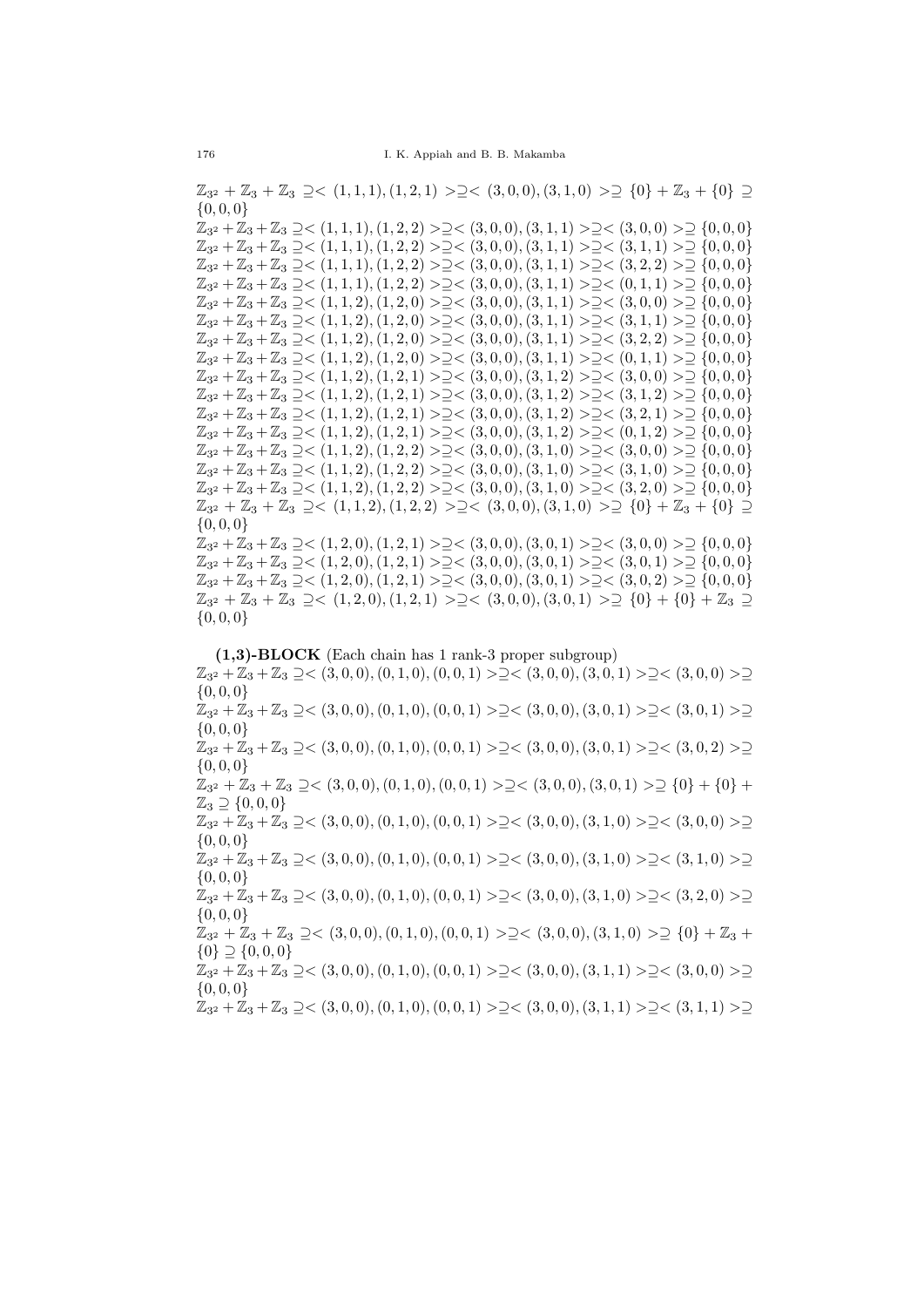$\mathbb{Z}_{3^2} + \mathbb{Z}_3 + \mathbb{Z}_3 \supseteq < (1,1,1),(1,2,1) > \supseteq < (3,0,0),(3,1,0) > \supseteq \{0\} + \mathbb{Z}_3 + \{0\} \supseteq \{0,0,0\}$

$\mathbb{Z}_{3^2} + \mathbb{Z}_3 + \mathbb{Z}_3 \supseteq < (1,1,1),(1,2,2) > \supseteq < (3,0,0),(3,1,1) > \supseteq < (3,0,0) > \supseteq \{0,0,0\}$

$\mathbb{Z}_{3^2} + \mathbb{Z}_3 + \mathbb{Z}_3 \supseteq < (1,1,1),(1,2,2) > \supseteq < (3,0,0),(3,1,1) > \supseteq < (3,1,1) > \supseteq \{0,0,0\}$

$\mathbb{Z}_{3^2} + \mathbb{Z}_3 + \mathbb{Z}_3 \supseteq < (1,1,1),(1,2,2) > \supseteq < (3,0,0),(3,1,1) > \supseteq < (3,2,2) > \supseteq \{0,0,0\}$

$\mathbb{Z}_{3^2} + \mathbb{Z}_3 + \mathbb{Z}_3 \supseteq < (1,1,1),(1,2,2) > \supseteq < (3,0,0),(3,1,1) > \supseteq < (0,1,1) > \supseteq \{0,0,0\}$

$\mathbb{Z}_{3^2} + \mathbb{Z}_3 + \mathbb{Z}_3 \supseteq < (1,1,2),(1,2,0) > \supseteq < (3,0,0),(3,1,1) > \supseteq < (3,0,0) > \supseteq \{0,0,0\}$

$\mathbb{Z}_{3^2} + \mathbb{Z}_3 + \mathbb{Z}_3 \supseteq < (1,1,2),(1,2,0) > \supseteq < (3,0,0),(3,1,1) > \supseteq < (3,1,1) > \supseteq \{0,0,0\}$

$\mathbb{Z}_{3^2} + \mathbb{Z}_3 + \mathbb{Z}_3 \supseteq < (1,1,2),(1,2,0) > \supseteq < (3,0,0),(3,1,1) > \supseteq < (3,2,2) > \supseteq \{0,0,0\}$

$\mathbb{Z}_{3^2} + \mathbb{Z}_3 + \mathbb{Z}_3 \supseteq < (1,1,2),(1,2,0) > \supseteq < (3,0,0),(3,1,1) > \supseteq < (0,1,1) > \supseteq \{0,0,0\}$

$\mathbb{Z}_{3^2} + \mathbb{Z}_3 + \mathbb{Z}_3 \supseteq < (1,1,2),(1,2,1) > \supseteq < (3,0,0),(3,1,2) > \supseteq < (3,0,0) > \supseteq \{0,0,0\}$

$\mathbb{Z}_{3^2} + \mathbb{Z}_3 + \mathbb{Z}_3 \supseteq < (1,1,2),(1,2,1) > \supseteq < (3,0,0),(3,1,2) > \supseteq < (3,1,2) > \supseteq \{0,0,0\}$

$\mathbb{Z}_{3^2} + \mathbb{Z}_3 + \mathbb{Z}_3 \supseteq < (1,1,2),(1,2,1) > \supseteq < (3,0,0),(3,1,2) > \supseteq < (3,2,1) > \supseteq \{0,0,0\}$

$\mathbb{Z}_{3^2} + \mathbb{Z}_3 + \mathbb{Z}_3 \supseteq < (1,1,2),(1,2,1) > \supseteq < (3,0,0),(3,1,2) > \supseteq < (0,1,2) > \supseteq \{0,0,0\}$

$\mathbb{Z}_{3^2} + \mathbb{Z}_3 + \mathbb{Z}_3 \supseteq < (1,1,2),(1,2,2) > \supseteq < (3,0,0),(3,1,0) > \supseteq < (3,0,0) > \supseteq \{0,0,0\}$

$\mathbb{Z}_{3^2} + \mathbb{Z}_3 + \mathbb{Z}_3 \supseteq < (1,1,2),(1,2,2) > \supseteq < (3,0,0),(3,1,0) > \supseteq < (3,1,0) > \supseteq \{0,0,0\}$

$\mathbb{Z}_{3^2} + \mathbb{Z}_3 + \mathbb{Z}_3 \supseteq < (1,1,2),(1,2,2) > \supseteq < (3,0,0),(3,1,0) > \supseteq < (3,2,0) > \supseteq \{0,0,0\}$

$\mathbb{Z}_{3^2} + \mathbb{Z}_3 + \mathbb{Z}_3 \supseteq < (1,1,2),(1,2,2) > \supseteq < (3,0,0),(3,1,0) > \supseteq \{0\} + \mathbb{Z}_3 + \{0\} \supseteq \{0,0,0\}$

$\mathbb{Z}_{3^2} + \mathbb{Z}_3 + \mathbb{Z}_3 \supseteq < (1,2,0),(1,2,1) > \supseteq < (3,0,0),(3,0,1) > \supseteq < (3,0,0) > \supseteq \{0,0,0\}$

$\mathbb{Z}_{3^2} + \mathbb{Z}_3 + \mathbb{Z}_3 \supseteq < (1,2,0),(1,2,1) > \supseteq < (3,0,0),(3,0,1) > \supseteq < (3,0,1) > \supseteq \{0,0,0\}$

$\mathbb{Z}_{3^2} + \mathbb{Z}_3 + \mathbb{Z}_3 \supseteq < (1,2,0),(1,2,1) > \supseteq < (3,0,0),(3,0,1) > \supseteq < (3,0,2) > \supseteq \{0,0,0\}$

$\mathbb{Z}_{3^2} + \mathbb{Z}_3 + \mathbb{Z}_3 \supseteq < (1,2,0),(1,2,1) > \supseteq < (3,0,0),(3,0,1) > \supseteq \{0\} + \{0\} + \mathbb{Z}_3 \supseteq \{0,0,0\}$

**(1,3)-BLOCK** (Each chain has 1 rank-3 proper subgroup)

$\mathbb{Z}_{3^2} + \mathbb{Z}_3 + \mathbb{Z}_3 \supseteq < (3,0,0),(0,1,0),(0,0,1) > \supseteq < (3,0,0),(3,0,1) > \supseteq < (3,0,0) > \supseteq \{0,0,0\}$

$\mathbb{Z}_{3^2} + \mathbb{Z}_3 + \mathbb{Z}_3 \supseteq < (3,0,0),(0,1,0),(0,0,1) > \supseteq < (3,0,0),(3,0,1) > \supseteq < (3,0,1) > \supseteq \{0,0,0\}$

$\mathbb{Z}_{3^2} + \mathbb{Z}_3 + \mathbb{Z}_3 \supseteq < (3,0,0),(0,1,0),(0,0,1) > \supseteq < (3,0,0),(3,0,1) > \supseteq < (3,0,2) > \supseteq \{0,0,0\}$

$\mathbb{Z}_{3^2} + \mathbb{Z}_3 + \mathbb{Z}_3 \supseteq < (3,0,0),(0,1,0),(0,0,1) > \supseteq < (3,0,0),(3,0,1) > \supseteq \{0\} + \{0\} + \mathbb{Z}_3 \supseteq \{0,0,0\}$

$\mathbb{Z}_{3^2} + \mathbb{Z}_3 + \mathbb{Z}_3 \supseteq < (3,0,0),(0,1,0),(0,0,1) > \supseteq < (3,0,0),(3,1,0) > \supseteq < (3,0,0) > \supseteq \{0,0,0\}$

$\mathbb{Z}_{3^2} + \mathbb{Z}_3 + \mathbb{Z}_3 \supseteq < (3,0,0),(0,1,0),(0,0,1) > \supseteq < (3,0,0),(3,1,0) > \supseteq < (3,1,0) > \supseteq \{0,0,0\}$

$\mathbb{Z}_{3^2} + \mathbb{Z}_3 + \mathbb{Z}_3 \supseteq < (3,0,0),(0,1,0),(0,0,1) > \supseteq < (3,0,0),(3,1,0) > \supseteq < (3,2,0) > \supseteq \{0,0,0\}$

$\mathbb{Z}_{3^2} + \mathbb{Z}_3 + \mathbb{Z}_3 \supseteq < (3,0,0),(0,1,0),(0,0,1) > \supseteq < (3,0,0),(3,1,0) > \supseteq \{0\} + \mathbb{Z}_3 + \{0\} \supseteq \{0,0,0\}$

$\mathbb{Z}_{3^2} + \mathbb{Z}_3 + \mathbb{Z}_3 \supseteq < (3,0,0),(0,1,0),(0,0,1) > \supseteq < (3,0,0),(3,1,1) > \supseteq < (3,0,0) > \supseteq \{0,0,0\}$

$\mathbb{Z}_{3^2} + \mathbb{Z}_3 + \mathbb{Z}_3 \supseteq < (3,0,0),(0,1,0),(0,0,1) > \supseteq < (3,0,0),(3,1,1) > \supseteq < (3,1,1) > \supseteq$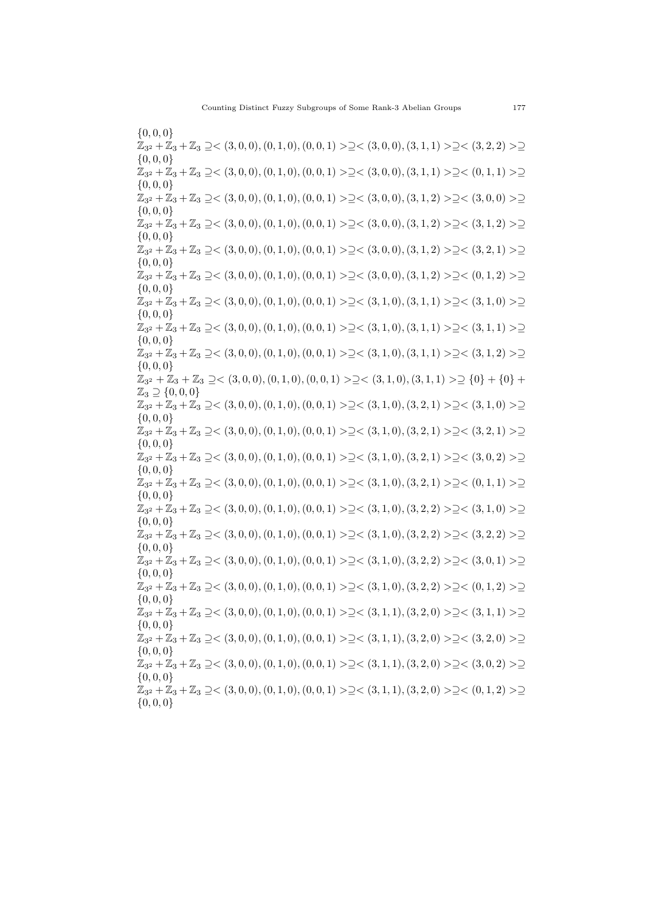$\{0, 0, 0\}$

$\mathbb{Z}_{3^2} + \mathbb{Z}_3 + \mathbb{Z}_3 \supseteq < (3,0,0), (0,1,0), (0,0,1) > \supseteq < (3,0,0), (3,1,1) > \supseteq < (3,2,2) > \supseteq \{0, 0, 0\}$

$\mathbb{Z}_{3^2} + \mathbb{Z}_3 + \mathbb{Z}_3 \supseteq < (3,0,0), (0,1,0), (0,0,1) > \supseteq < (3,0,0), (3,1,1) > \supseteq < (0,1,1) > \supseteq \{0, 0, 0\}$

$\mathbb{Z}_{3^2} + \mathbb{Z}_3 + \mathbb{Z}_3 \supseteq < (3,0,0), (0,1,0), (0,0,1) > \supseteq < (3,0,0), (3,1,2) > \supseteq < (3,0,0) > \supseteq \{0, 0, 0\}$

$\mathbb{Z}_{3^2} + \mathbb{Z}_3 + \mathbb{Z}_3 \supseteq < (3,0,0), (0,1,0), (0,0,1) > \supseteq < (3,0,0), (3,1,2) > \supseteq < (3,1,2) > \supseteq \{0, 0, 0\}$

$\mathbb{Z}_{3^2} + \mathbb{Z}_3 + \mathbb{Z}_3 \supseteq < (3,0,0), (0,1,0), (0,0,1) > \supseteq < (3,0,0), (3,1,2) > \supseteq < (3,2,1) > \supseteq \{0, 0, 0\}$

$\mathbb{Z}_{3^2} + \mathbb{Z}_3 + \mathbb{Z}_3 \supseteq < (3,0,0), (0,1,0), (0,0,1) > \supseteq < (3,0,0), (3,1,2) > \supseteq < (0,1,2) > \supseteq \{0, 0, 0\}$

$\mathbb{Z}_{3^2} + \mathbb{Z}_3 + \mathbb{Z}_3 \supseteq < (3,0,0), (0,1,0), (0,0,1) > \supseteq < (3,1,0), (3,1,1) > \supseteq < (3,1,0) > \supseteq \{0, 0, 0\}$

$\mathbb{Z}_{3^2} + \mathbb{Z}_3 + \mathbb{Z}_3 \supseteq < (3,0,0), (0,1,0), (0,0,1) > \supseteq < (3,1,0), (3,1,1) > \supseteq < (3,1,1) > \supseteq \{0, 0, 0\}$

$\mathbb{Z}_{3^2} + \mathbb{Z}_3 + \mathbb{Z}_3 \supseteq < (3,0,0), (0,1,0), (0,0,1) > \supseteq < (3,1,0), (3,1,1) > \supseteq < (3,1,2) > \supseteq \{0, 0, 0\}$

$\mathbb{Z}_{3^2} + \mathbb{Z}_3 + \mathbb{Z}_3 \supseteq < (3,0,0), (0,1,0), (0,0,1) > \supseteq < (3,1,0), (3,1,1) > \supseteq \{0\} + \{0\} + \mathbb{Z}_3 \supseteq \{0, 0, 0\}$

$\mathbb{Z}_{3^2} + \mathbb{Z}_3 + \mathbb{Z}_3 \supseteq < (3,0,0), (0,1,0), (0,0,1) > \supseteq < (3,1,0), (3,2,1) > \supseteq < (3,1,0) > \supseteq \{0, 0, 0\}$

$\mathbb{Z}_{3^2} + \mathbb{Z}_3 + \mathbb{Z}_3 \supseteq < (3,0,0), (0,1,0), (0,0,1) > \supseteq < (3,1,0), (3,2,1) > \supseteq < (3,2,1) > \supseteq \{0, 0, 0\}$

$\mathbb{Z}_{3^2} + \mathbb{Z}_3 + \mathbb{Z}_3 \supseteq < (3,0,0), (0,1,0), (0,0,1) > \supseteq < (3,1,0), (3,2,1) > \supseteq < (3,0,2) > \supseteq \{0, 0, 0\}$

$\mathbb{Z}_{3^2} + \mathbb{Z}_3 + \mathbb{Z}_3 \supseteq < (3,0,0), (0,1,0), (0,0,1) > \supseteq < (3,1,0), (3,2,1) > \supseteq < (0,1,1) > \supseteq \{0, 0, 0\}$

$\mathbb{Z}_{3^2} + \mathbb{Z}_3 + \mathbb{Z}_3 \supseteq < (3,0,0), (0,1,0), (0,0,1) > \supseteq < (3,1,0), (3,2,2) > \supseteq < (3,1,0) > \supseteq \{0, 0, 0\}$

$\mathbb{Z}_{3^2} + \mathbb{Z}_3 + \mathbb{Z}_3 \supseteq < (3,0,0), (0,1,0), (0,0,1) > \supseteq < (3,1,0), (3,2,2) > \supseteq < (3,2,2) > \supseteq \{0, 0, 0\}$

$\mathbb{Z}_{3^2} + \mathbb{Z}_3 + \mathbb{Z}_3 \supseteq < (3,0,0), (0,1,0), (0,0,1) > \supseteq < (3,1,0), (3,2,2) > \supseteq < (3,0,1) > \supseteq \{0, 0, 0\}$

$\mathbb{Z}_{3^2} + \mathbb{Z}_3 + \mathbb{Z}_3 \supseteq < (3,0,0), (0,1,0), (0,0,1) > \supseteq < (3,1,0), (3,2,2) > \supseteq < (0,1,2) > \supseteq \{0, 0, 0\}$

$\mathbb{Z}_{3^2} + \mathbb{Z}_3 + \mathbb{Z}_3 \supseteq < (3,0,0), (0,1,0), (0,0,1) > \supseteq < (3,1,1), (3,2,0) > \supseteq < (3,1,1) > \supseteq \{0, 0, 0\}$

$\mathbb{Z}_{3^2} + \mathbb{Z}_3 + \mathbb{Z}_3 \supseteq < (3,0,0), (0,1,0), (0,0,1) > \supseteq < (3,1,1), (3,2,0) > \supseteq < (3,2,0) > \supseteq \{0, 0, 0\}$

$\mathbb{Z}_{3^2} + \mathbb{Z}_3 + \mathbb{Z}_3 \supseteq < (3,0,0), (0,1,0), (0,0,1) > \supseteq < (3,1,1), (3,2,0) > \supseteq < (3,0,2) > \supseteq \{0, 0, 0\}$

$\mathbb{Z}_{3^2} + \mathbb{Z}_3 + \mathbb{Z}_3 \supseteq < (3,0,0), (0,1,0), (0,0,1) > \supseteq < (3,1,1), (3,2,0) > \supseteq < (0,1,2) > \supseteq \{0, 0, 0\}$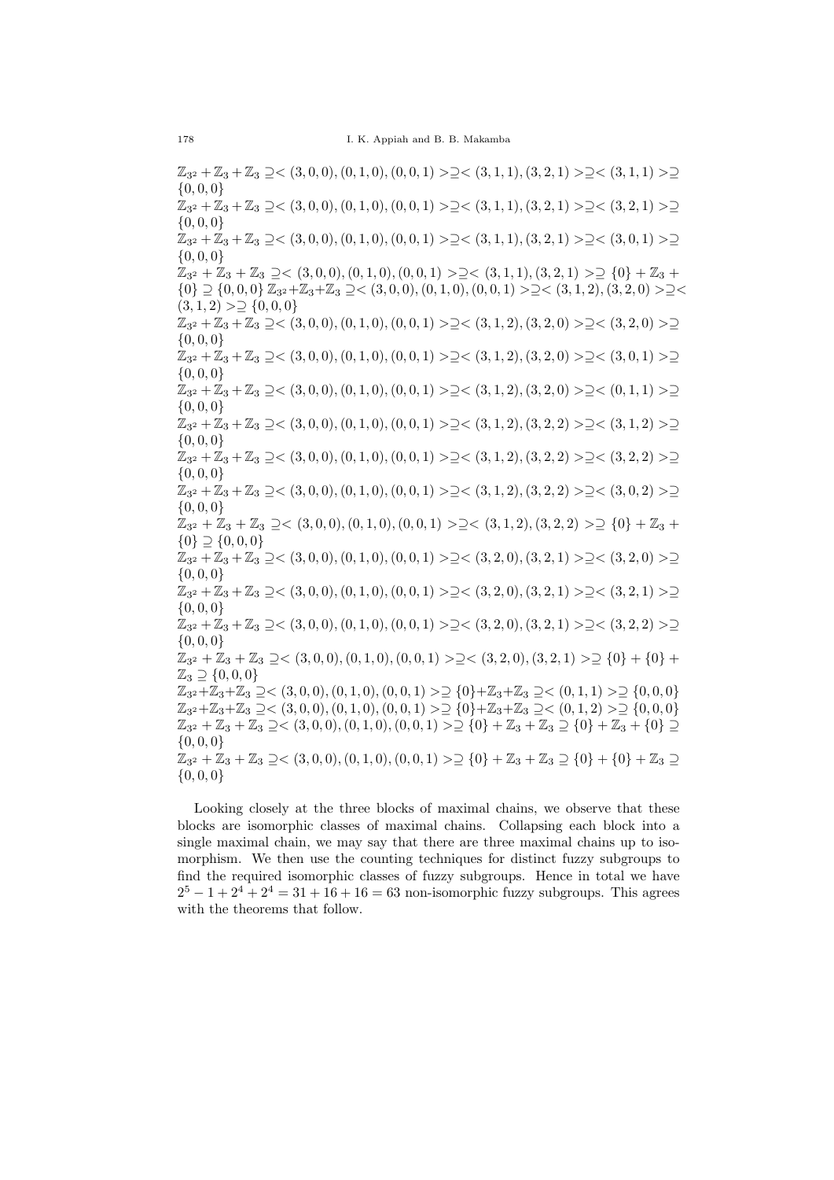$\mathbb{Z}_{3^2} + \mathbb{Z}_3 + \mathbb{Z}_3 \supseteq <(3,0,0),(0,1,0),(0,0,1)> \supseteq <(3,1,1),(3,2,1)> \supseteq <(3,1,1)> \supseteq \{0,0,0\}$

$\mathbb{Z}_{3^2} + \mathbb{Z}_3 + \mathbb{Z}_3 \supseteq <(3,0,0),(0,1,0),(0,0,1)> \supseteq <(3,1,1),(3,2,1)> \supseteq <(3,2,1)> \supseteq \{0,0,0\}$

$\mathbb{Z}_{3^2} + \mathbb{Z}_3 + \mathbb{Z}_3 \supseteq <(3,0,0),(0,1,0),(0,0,1)> \supseteq <(3,1,1),(3,2,1)> \supseteq <(3,0,1)> \supseteq \{0,0,0\}$

$\mathbb{Z}_{3^2} + \mathbb{Z}_3 + \mathbb{Z}_3 \supseteq <(3,0,0),(0,1,0),(0,0,1)> \supseteq <(3,1,1),(3,2,1)> \supseteq \{0\} + \mathbb{Z}_3 + \{0\} \supseteq \{0,0,0\}$ $\mathbb{Z}_{3^2} + \mathbb{Z}_3 + \mathbb{Z}_3 \supseteq <(3,0,0),(0,1,0),(0,0,1)> \supseteq <(3,1,2),(3,2,0)> \supseteq <(3,1,2)> \supseteq \{0,0,0\}$

$\mathbb{Z}_{3^2} + \mathbb{Z}_3 + \mathbb{Z}_3 \supseteq <(3,0,0),(0,1,0),(0,0,1)> \supseteq <(3,1,2),(3,2,0)> \supseteq <(3,2,0)> \supseteq \{0,0,0\}$

$\mathbb{Z}_{3^2} + \mathbb{Z}_3 + \mathbb{Z}_3 \supseteq <(3,0,0),(0,1,0),(0,0,1)> \supseteq <(3,1,2),(3,2,0)> \supseteq <(3,0,1)> \supseteq \{0,0,0\}$

$\mathbb{Z}_{3^2} + \mathbb{Z}_3 + \mathbb{Z}_3 \supseteq <(3,0,0),(0,1,0),(0,0,1)> \supseteq <(3,1,2),(3,2,0)> \supseteq <(0,1,1)> \supseteq \{0,0,0\}$

$\mathbb{Z}_{3^2} + \mathbb{Z}_3 + \mathbb{Z}_3 \supseteq <(3,0,0),(0,1,0),(0,0,1)> \supseteq <(3,1,2),(3,2,2)> \supseteq <(3,1,2)> \supseteq \{0,0,0\}$

$\mathbb{Z}_{3^2} + \mathbb{Z}_3 + \mathbb{Z}_3 \supseteq <(3,0,0),(0,1,0),(0,0,1)> \supseteq <(3,1,2),(3,2,2)> \supseteq <(3,2,2)> \supseteq \{0,0,0\}$

$\mathbb{Z}_{3^2} + \mathbb{Z}_3 + \mathbb{Z}_3 \supseteq <(3,0,0),(0,1,0),(0,0,1)> \supseteq <(3,1,2),(3,2,2)> \supseteq <(3,0,2)> \supseteq \{0,0,0\}$

$\mathbb{Z}_{3^2} + \mathbb{Z}_3 + \mathbb{Z}_3 \supseteq <(3,0,0),(0,1,0),(0,0,1)> \supseteq <(3,1,2),(3,2,2)> \supseteq \{0\} + \mathbb{Z}_3 + \{0\} \supseteq \{0,0,0\}$

$\mathbb{Z}_{3^2} + \mathbb{Z}_3 + \mathbb{Z}_3 \supseteq <(3,0,0),(0,1,0),(0,0,1)> \supseteq <(3,2,0),(3,2,1)> \supseteq <(3,2,0)> \supseteq \{0,0,0\}$

$\mathbb{Z}_{3^2} + \mathbb{Z}_3 + \mathbb{Z}_3 \supseteq <(3,0,0),(0,1,0),(0,0,1)> \supseteq <(3,2,0),(3,2,1)> \supseteq <(3,2,1)> \supseteq \{0,0,0\}$

$\mathbb{Z}_{3^2} + \mathbb{Z}_3 + \mathbb{Z}_3 \supseteq <(3,0,0),(0,1,0),(0,0,1)> \supseteq <(3,2,0),(3,2,1)> \supseteq <(3,2,2)> \supseteq \{0,0,0\}$

$\mathbb{Z}_{3^2} + \mathbb{Z}_3 + \mathbb{Z}_3 \supseteq <(3,0,0),(0,1,0),(0,0,1)> \supseteq <(3,2,0),(3,2,1)> \supseteq \{0\} + \{0\} + \mathbb{Z}_3 \supseteq \{0,0,0\}$

$\mathbb{Z}_{3^2} + \mathbb{Z}_3 + \mathbb{Z}_3 \supseteq <(3,0,0),(0,1,0),(0,0,1)> \supseteq \{0\} + \mathbb{Z}_3 + \mathbb{Z}_3 \supseteq <(0,1,1)> \supseteq \{0,0,0\}$

$\mathbb{Z}_{3^2} + \mathbb{Z}_3 + \mathbb{Z}_3 \supseteq <(3,0,0),(0,1,0),(0,0,1)> \supseteq \{0\} + \mathbb{Z}_3 + \mathbb{Z}_3 \supseteq <(0,1,2)> \supseteq \{0,0,0\}$

$\mathbb{Z}_{3^2} + \mathbb{Z}_3 + \mathbb{Z}_3 \supseteq <(3,0,0),(0,1,0),(0,0,1)> \supseteq \{0\} + \mathbb{Z}_3 + \mathbb{Z}_3 \supseteq \{0\} + \mathbb{Z}_3 + \{0\} \supseteq \{0,0,0\}$

$\mathbb{Z}_{3^2} + \mathbb{Z}_3 + \mathbb{Z}_3 \supseteq <(3,0,0),(0,1,0),(0,0,1)> \supseteq \{0\} + \mathbb{Z}_3 + \mathbb{Z}_3 \supseteq \{0\} + \{0\} + \mathbb{Z}_3 \supseteq \{0,0,0\}$

Looking closely at the three blocks of maximal chains, we observe that these blocks are isomorphic classes of maximal chains. Collapsing each block into a single maximal chain, we may say that there are three maximal chains up to isomorphism. We then use the counting techniques for distinct fuzzy subgroups to find the required isomorphic classes of fuzzy subgroups. Hence in total we have $2^5 - 1 + 2^4 + 2^4 = 31 + 16 + 16 = 63$ non-isomorphic fuzzy subgroups. This agrees with the theorems that follow.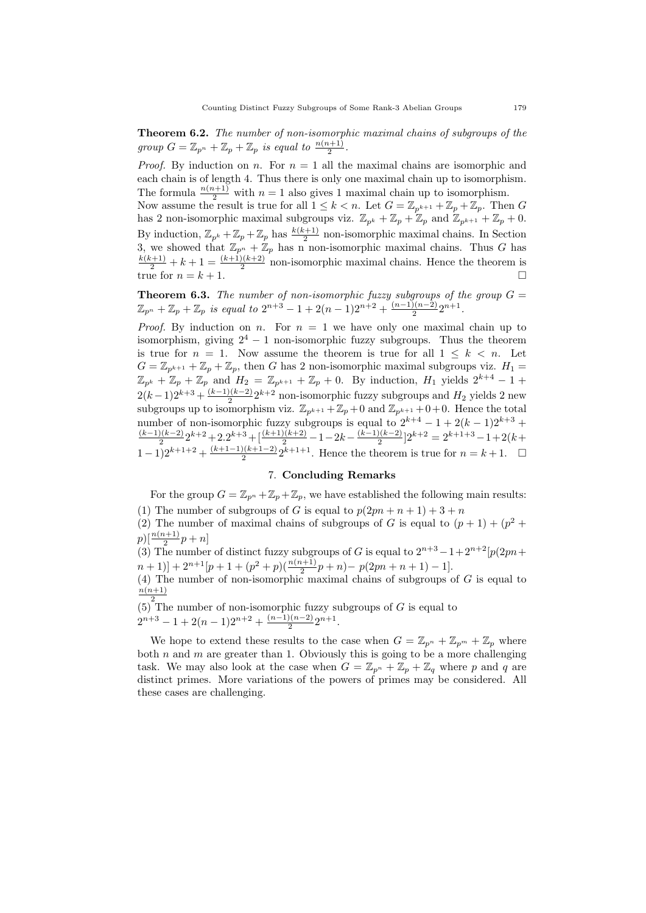**Theorem 6.2.** *The number of non-isomorphic maximal chains of subgroups of the group $G = \mathbb{Z}_{p^n} + \mathbb{Z}_p + \mathbb{Z}_p$ is equal to $\frac{n(n+1)}{2}$.*

*Proof.* By induction on $n$. For $n = 1$ all the maximal chains are isomorphic and each chain is of length 4. Thus there is only one maximal chain up to isomorphism. The formula $\frac{n(n+1)}{2}$ with $n = 1$ also gives 1 maximal chain up to isomorphism. Now assume the result is true for all $1 \leq k < n$. Let $G = \mathbb{Z}_{p^{k+1}} + \mathbb{Z}_p + \mathbb{Z}_p$. Then $G$ has 2 non-isomorphic maximal subgroups viz. $\mathbb{Z}_{p^k} + \mathbb{Z}_p + \mathbb{Z}_p$ and $\mathbb{Z}_{p^{k+1}} + \mathbb{Z}_p + 0$. By induction, $\mathbb{Z}_{p^k} + \mathbb{Z}_p + \mathbb{Z}_p$ has $\frac{k(k+1)}{2}$ non-isomorphic maximal chains. In Section 3, we showed that $\mathbb{Z}_{p^n} + \mathbb{Z}_p$ has n non-isomorphic maximal chains. Thus $G$ has $\frac{k(k+1)}{2} + k + 1 = \frac{(k+1)(k+2)}{2}$ non-isomorphic maximal chains. Hence the theorem is true for $n = k + 1$. $\square$

**Theorem 6.3.** *The number of non-isomorphic fuzzy subgroups of the group $G = \mathbb{Z}_{p^n} + \mathbb{Z}_p + \mathbb{Z}_p$ is equal to $2^{n+3} - 1 + 2(n-1)2^{n+2} + \frac{(n-1)(n-2)}{2}2^{n+1}$.*

*Proof.* By induction on $n$. For $n = 1$ we have only one maximal chain up to isomorphism, giving $2^4 - 1$ non-isomorphic fuzzy subgroups. Thus the theorem is true for $n = 1$. Now assume the theorem is true for all $1 \leq k < n$. Let $G = \mathbb{Z}_{p^{k+1}} + \mathbb{Z}_p + \mathbb{Z}_p$, then $G$ has 2 non-isomorphic maximal subgroups viz. $H_1 = \mathbb{Z}_{p^k} + \mathbb{Z}_p + \mathbb{Z}_p$ and $H_2 = \mathbb{Z}_{p^{k+1}} + \mathbb{Z}_p + 0$. By induction, $H_1$ yields $2^{k+4} - 1 + 2(k-1)2^{k+3} + \frac{(k-1)(k-2)}{2}2^{k+2}$ non-isomorphic fuzzy subgroups and $H_2$ yields 2 new subgroups up to isomorphism viz. $\mathbb{Z}_{p^{k+1}} + \mathbb{Z}_p + 0$ and $\mathbb{Z}_{p^{k+1}} + 0 + 0$. Hence the total number of non-isomorphic fuzzy subgroups is equal to $2^{k+4} - 1 + 2(k-1)2^{k+3} + \frac{(k-1)(k-2)}{2}2^{k+2} + 2.2^{k+3} + [\frac{(k+1)(k+2)}{2} - 1 - 2k - \frac{(k-1)(k-2)}{2}]2^{k+2} = 2^{k+1+3} - 1 + 2(k+1-1)2^{k+1+2} + \frac{(k+1-1)(k+1-2)}{2}2^{k+1+1}$. Hence the theorem is true for $n = k+1$. $\square$

## 7. Concluding Remarks

For the group $G = \mathbb{Z}_{p^n} + \mathbb{Z}_p + \mathbb{Z}_p$, we have established the following main results:

(1) The number of subgroups of $G$ is equal to $p(2pn + n + 1) + 3 + n$

(2) The number of maximal chains of subgroups of $G$ is equal to $(p+1) + (p^2 + p)[\frac{n(n+1)}{2}p + n]$

(3) The number of distinct fuzzy subgroups of $G$ is equal to $2^{n+3} - 1 + 2^{n+2}[p(2pn + n + 1)] + 2^{n+1}[p + 1 + (p^2 + p)(\frac{n(n+1)}{2}p + n) - p(2pn + n + 1) - 1]$.

(4) The number of non-isomorphic maximal chains of subgroups of $G$ is equal to $\frac{n(n+1)}{2}$

(5) The number of non-isomorphic fuzzy subgroups of $G$ is equal to $2^{n+3} - 1 + 2(n-1)2^{n+2} + \frac{(n-1)(n-2)}{2}2^{n+1}$.

We hope to extend these results to the case when $G = \mathbb{Z}_{p^n} + \mathbb{Z}_{p^m} + \mathbb{Z}_p$ where both $n$ and $m$ are greater than 1. Obviously this is going to be a more challenging task. We may also look at the case when $G = \mathbb{Z}_{p^n} + \mathbb{Z}_p + \mathbb{Z}_q$ where $p$ and $q$ are distinct primes. More variations of the powers of primes may be considered. All these cases are challenging.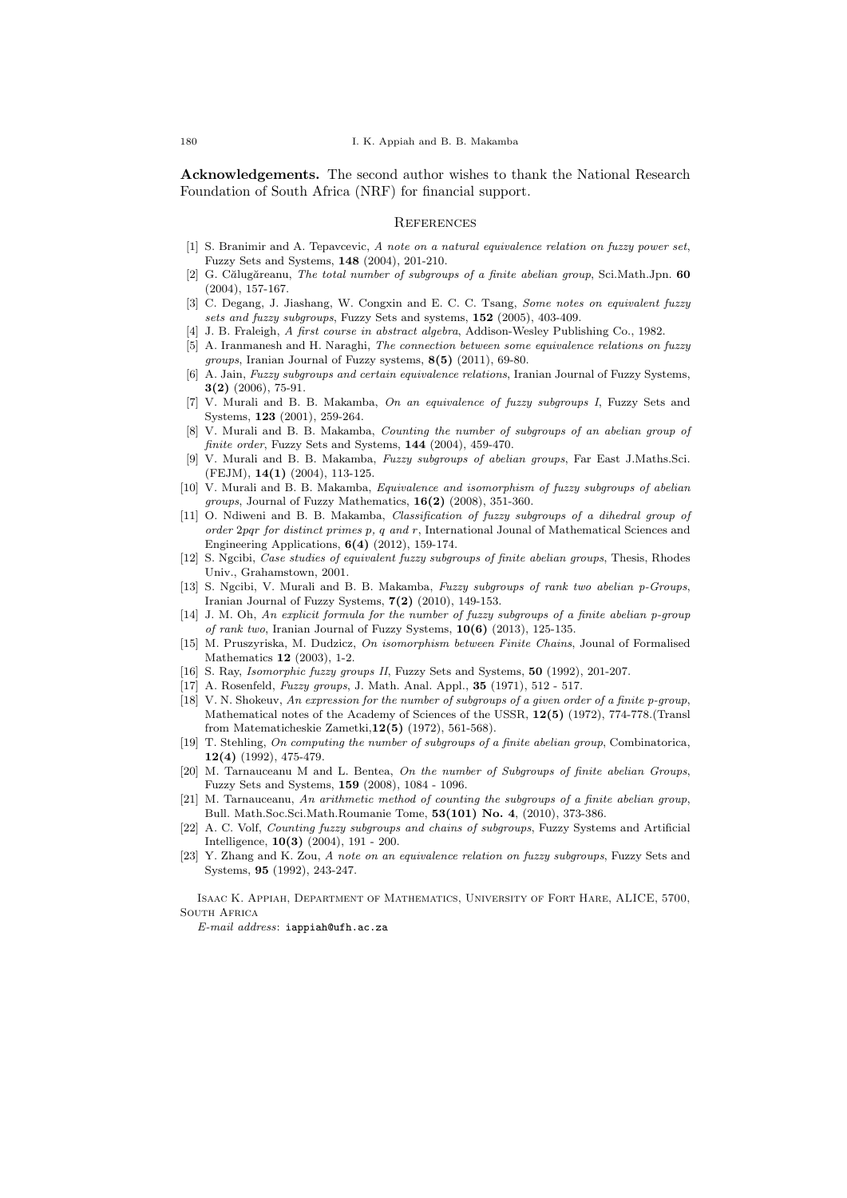**Acknowledgements.** The second author wishes to thank the National Research Foundation of South Africa (NRF) for financial support.

## References

[1] S. Branimir and A. Tepavcevic, *A note on a natural equivalence relation on fuzzy power set*, Fuzzy Sets and Systems, **148** (2004), 201-210.

[2] G. Călugăreanu, *The total number of subgroups of a finite abelian group*, Sci.Math.Jpn. **60** (2004), 157-167.

[3] C. Degang, J. Jiashang, W. Congxin and E. C. C. Tsang, *Some notes on equivalent fuzzy sets and fuzzy subgroups*, Fuzzy Sets and systems, **152** (2005), 403-409.

[4] J. B. Fraleigh, *A first course in abstract algebra*, Addison-Wesley Publishing Co., 1982.

[5] A. Iranmanesh and H. Naraghi, *The connection between some equivalence relations on fuzzy groups*, Iranian Journal of Fuzzy systems, **8(5)** (2011), 69-80.

[6] A. Jain, *Fuzzy subgroups and certain equivalence relations*, Iranian Journal of Fuzzy Systems, **3(2)** (2006), 75-91.

[7] V. Murali and B. B. Makamba, *On an equivalence of fuzzy subgroups I*, Fuzzy Sets and Systems, **123** (2001), 259-264.

[8] V. Murali and B. B. Makamba, *Counting the number of subgroups of an abelian group of finite order*, Fuzzy Sets and Systems, **144** (2004), 459-470.

[9] V. Murali and B. B. Makamba, *Fuzzy subgroups of abelian groups*, Far East J.Maths.Sci. (FEJM), **14(1)** (2004), 113-125.

[10] V. Murali and B. B. Makamba, *Equivalence and isomorphism of fuzzy subgroups of abelian groups*, Journal of Fuzzy Mathematics, **16(2)** (2008), 351-360.

[11] O. Ndiweni and B. B. Makamba, *Classification of fuzzy subgroups of a dihedral group of order 2pqr for distinct primes p, q and r*, International Jounal of Mathematical Sciences and Engineering Applications, **6(4)** (2012), 159-174.

[12] S. Ngcibi, *Case studies of equivalent fuzzy subgroups of finite abelian groups*, Thesis, Rhodes Univ., Grahamstown, 2001.

[13] S. Ngcibi, V. Murali and B. B. Makamba, *Fuzzy subgroups of rank two abelian p-Groups*, Iranian Journal of Fuzzy Systems, **7(2)** (2010), 149-153.

[14] J. M. Oh, *An explicit formula for the number of fuzzy subgroups of a finite abelian p-group of rank two*, Iranian Journal of Fuzzy Systems, **10(6)** (2013), 125-135.

[15] M. Pruszyriska, M. Dudzicz, *On isomorphism between Finite Chains*, Jounal of Formalised Mathematics **12** (2003), 1-2.

[16] S. Ray, *Isomorphic fuzzy groups II*, Fuzzy Sets and Systems, **50** (1992), 201-207.

[17] A. Rosenfeld, *Fuzzy groups*, J. Math. Anal. Appl., **35** (1971), 512 - 517.

[18] V. N. Shokeuv, *An expression for the number of subgroups of a given order of a finite p-group*, Mathematical notes of the Academy of Sciences of the USSR, **12(5)** (1972), 774-778.(Transl from Matematicheskie Zametki,**12(5)** (1972), 561-568).

[19] T. Stehling, *On computing the number of subgroups of a finite abelian group*, Combinatorica, **12(4)** (1992), 475-479.

[20] M. Tarnauceanu M and L. Bentea, *On the number of Subgroups of finite abelian Groups*, Fuzzy Sets and Systems, **159** (2008), 1084 - 1096.

[21] M. Tarnauceanu, *An arithmetic method of counting the subgroups of a finite abelian group*, Bull. Math.Soc.Sci.Math.Roumanie Tome, **53(101) No. 4**, (2010), 373-386.

[22] A. C. Volf, *Counting fuzzy subgroups and chains of subgroups*, Fuzzy Systems and Artificial Intelligence, **10(3)** (2004), 191 - 200.

[23] Y. Zhang and K. Zou, *A note on an equivalence relation on fuzzy subgroups*, Fuzzy Sets and Systems, **95** (1992), 243-247.

Isaac K. Appiah, Department of Mathematics, University of Fort Hare, ALICE, 5700, South Africa

*E-mail address*: iappiah@ufh.ac.za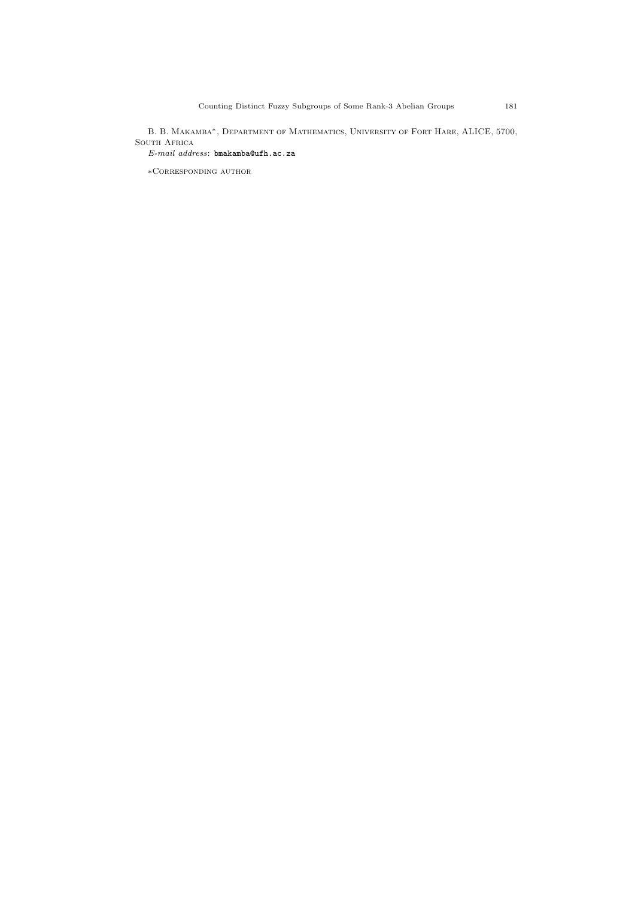B. B. Makamba*, Department of Mathematics, University of Fort Hare, ALICE, 5700, South Africa

*E-mail address*: bmakamba@ufh.ac.za

*Corresponding author